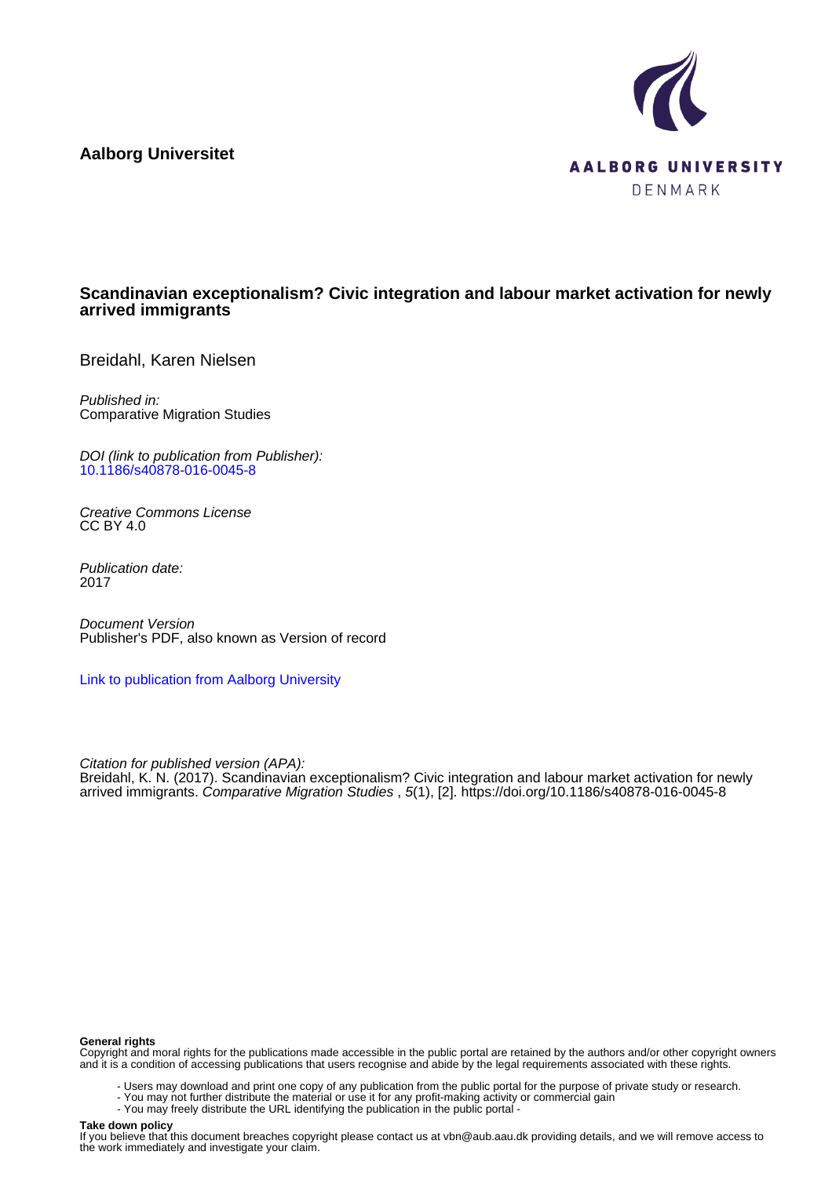**Aalborg Universitet**

AALBORG UNIVERSITY
DENMARK

**Scandinavian exceptionalism? Civic integration and labour market activation for newly arrived immigrants**

Breidahl, Karen Nielsen

*Published in:*
Comparative Migration Studies

*DOI (link to publication from Publisher):*
10.1186/s40878-016-0045-8

*Creative Commons License*
CC BY 4.0

*Publication date:*
2017

*Document Version*
Publisher's PDF, also known as Version of record

Link to publication from Aalborg University

*Citation for published version (APA):*
Breidahl, K. N. (2017). Scandinavian exceptionalism? Civic integration and labour market activation for newly arrived immigrants. *Comparative Migration Studies* , *5*(1), [2]. https://doi.org/10.1186/s40878-016-0045-8

**General rights**
Copyright and moral rights for the publications made accessible in the public portal are retained by the authors and/or other copyright owners and it is a condition of accessing publications that users recognise and abide by the legal requirements associated with these rights.

- Users may download and print one copy of any publication from the public portal for the purpose of private study or research.
- You may not further distribute the material or use it for any profit-making activity or commercial gain
- You may freely distribute the URL identifying the publication in the public portal -

**Take down policy**
If you believe that this document breaches copyright please contact us at vbn@aub.aau.dk providing details, and we will remove access to the work immediately and investigate your claim.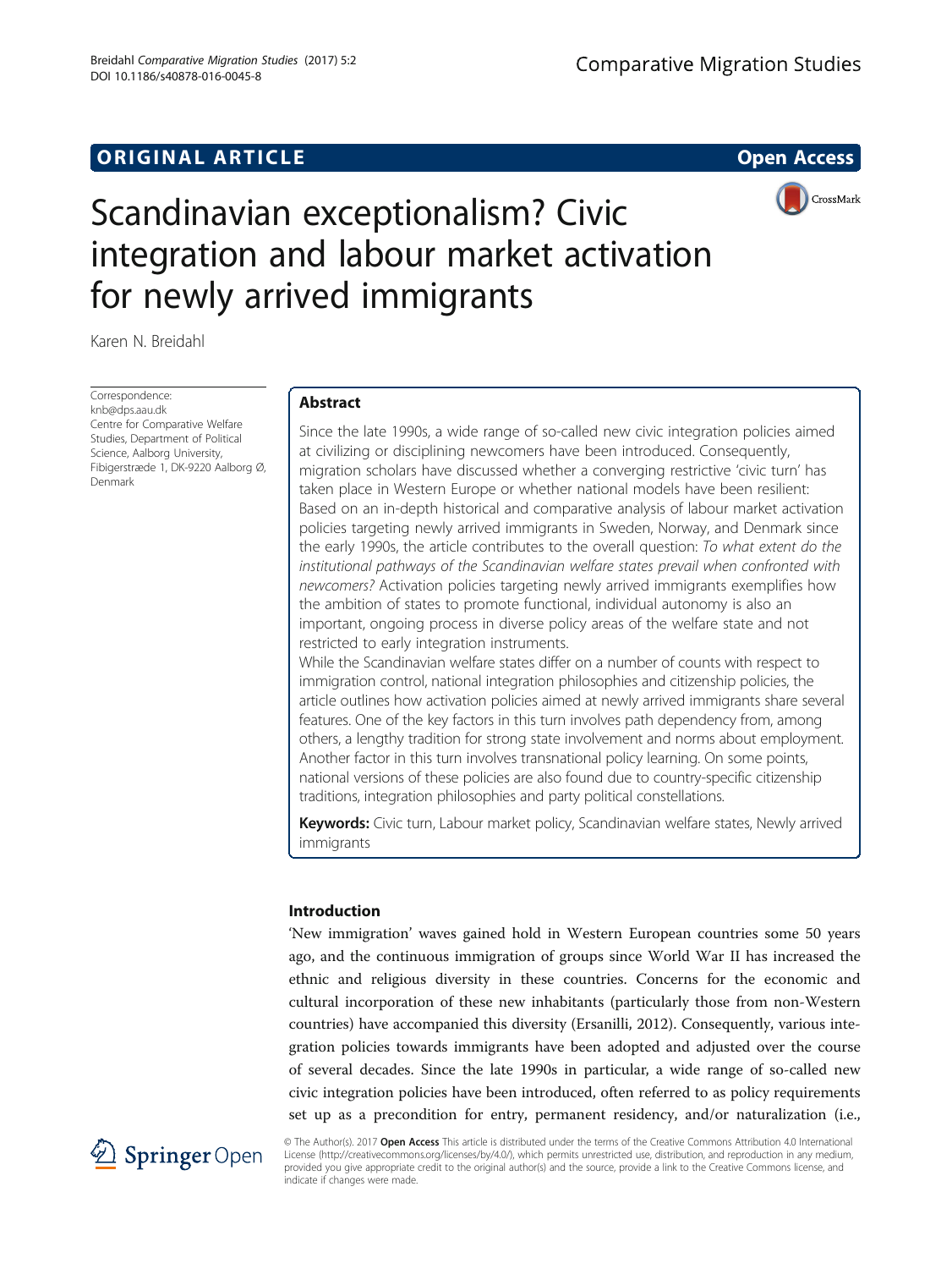# Scandinavian exceptionalism? Civic integration and labour market activation for newly arrived immigrants

Karen N. Breidahl

Correspondence: knb@dps.aau.dk
Centre for Comparative Welfare Studies, Department of Political Science, Aalborg University, Fibigerstræde 1, DK-9220 Aalborg Ø, Denmark

## Abstract

Since the late 1990s, a wide range of so-called new civic integration policies aimed at civilizing or disciplining newcomers have been introduced. Consequently, migration scholars have discussed whether a converging restrictive 'civic turn' has taken place in Western Europe or whether national models have been resilient: Based on an in-depth historical and comparative analysis of labour market activation policies targeting newly arrived immigrants in Sweden, Norway, and Denmark since the early 1990s, the article contributes to the overall question: *To what extent do the institutional pathways of the Scandinavian welfare states prevail when confronted with newcomers?* Activation policies targeting newly arrived immigrants exemplifies how the ambition of states to promote functional, individual autonomy is also an important, ongoing process in diverse policy areas of the welfare state and not restricted to early integration instruments.

While the Scandinavian welfare states differ on a number of counts with respect to immigration control, national integration philosophies and citizenship policies, the article outlines how activation policies aimed at newly arrived immigrants share several features. One of the key factors in this turn involves path dependency from, among others, a lengthy tradition for strong state involvement and norms about employment. Another factor in this turn involves transnational policy learning. On some points, national versions of these policies are also found due to country-specific citizenship traditions, integration philosophies and party political constellations.

**Keywords:** Civic turn, Labour market policy, Scandinavian welfare states, Newly arrived immigrants

## Introduction

'New immigration' waves gained hold in Western European countries some 50 years ago, and the continuous immigration of groups since World War II has increased the ethnic and religious diversity in these countries. Concerns for the economic and cultural incorporation of these new inhabitants (particularly those from non-Western countries) have accompanied this diversity (Ersanilli, 2012). Consequently, various integration policies towards immigrants have been adopted and adjusted over the course of several decades. Since the late 1990s in particular, a wide range of so-called new civic integration policies have been introduced, often referred to as policy requirements set up as a precondition for entry, permanent residency, and/or naturalization (i.e.,

© The Author(s). 2017 **Open Access** This article is distributed under the terms of the Creative Commons Attribution 4.0 International License (http://creativecommons.org/licenses/by/4.0/), which permits unrestricted use, distribution, and reproduction in any medium, provided you give appropriate credit to the original author(s) and the source, provide a link to the Creative Commons license, and indicate if changes were made.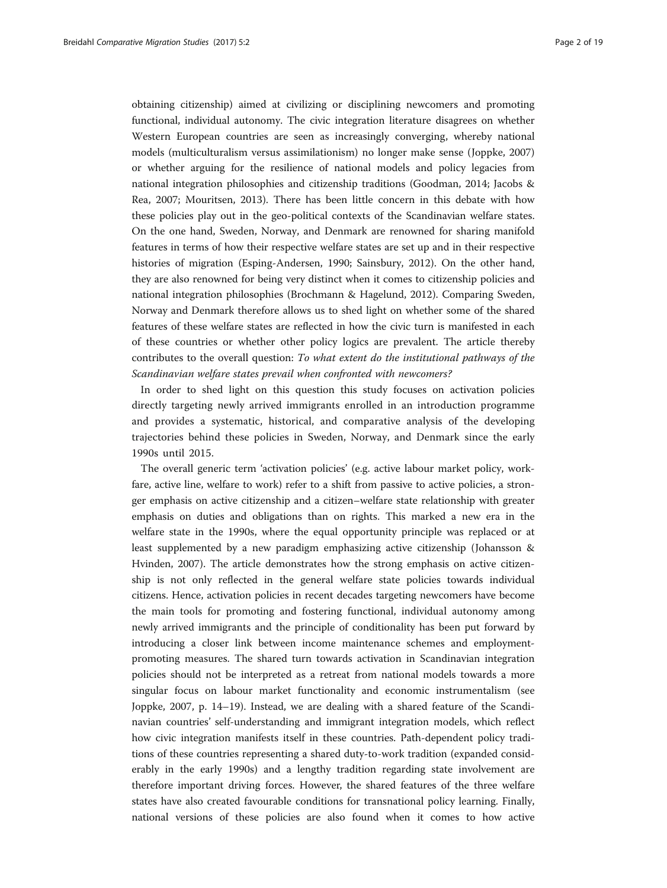obtaining citizenship) aimed at civilizing or disciplining newcomers and promoting functional, individual autonomy. The civic integration literature disagrees on whether Western European countries are seen as increasingly converging, whereby national models (multiculturalism versus assimilationism) no longer make sense (Joppke, 2007) or whether arguing for the resilience of national models and policy legacies from national integration philosophies and citizenship traditions (Goodman, 2014; Jacobs & Rea, 2007; Mouritsen, 2013). There has been little concern in this debate with how these policies play out in the geo-political contexts of the Scandinavian welfare states. On the one hand, Sweden, Norway, and Denmark are renowned for sharing manifold features in terms of how their respective welfare states are set up and in their respective histories of migration (Esping-Andersen, 1990; Sainsbury, 2012). On the other hand, they are also renowned for being very distinct when it comes to citizenship policies and national integration philosophies (Brochmann & Hagelund, 2012). Comparing Sweden, Norway and Denmark therefore allows us to shed light on whether some of the shared features of these welfare states are reflected in how the civic turn is manifested in each of these countries or whether other policy logics are prevalent. The article thereby contributes to the overall question: *To what extent do the institutional pathways of the Scandinavian welfare states prevail when confronted with newcomers?*

In order to shed light on this question this study focuses on activation policies directly targeting newly arrived immigrants enrolled in an introduction programme and provides a systematic, historical, and comparative analysis of the developing trajectories behind these policies in Sweden, Norway, and Denmark since the early 1990s until 2015.

The overall generic term 'activation policies' (e.g. active labour market policy, workfare, active line, welfare to work) refer to a shift from passive to active policies, a stronger emphasis on active citizenship and a citizen–welfare state relationship with greater emphasis on duties and obligations than on rights. This marked a new era in the welfare state in the 1990s, where the equal opportunity principle was replaced or at least supplemented by a new paradigm emphasizing active citizenship (Johansson & Hvinden, 2007). The article demonstrates how the strong emphasis on active citizenship is not only reflected in the general welfare state policies towards individual citizens. Hence, activation policies in recent decades targeting newcomers have become the main tools for promoting and fostering functional, individual autonomy among newly arrived immigrants and the principle of conditionality has been put forward by introducing a closer link between income maintenance schemes and employment-promoting measures. The shared turn towards activation in Scandinavian integration policies should not be interpreted as a retreat from national models towards a more singular focus on labour market functionality and economic instrumentalism (see Joppke, 2007, p. 14–19). Instead, we are dealing with a shared feature of the Scandinavian countries' self-understanding and immigrant integration models, which reflect how civic integration manifests itself in these countries. Path-dependent policy traditions of these countries representing a shared duty-to-work tradition (expanded considerably in the early 1990s) and a lengthy tradition regarding state involvement are therefore important driving forces. However, the shared features of the three welfare states have also created favourable conditions for transnational policy learning. Finally, national versions of these policies are also found when it comes to how active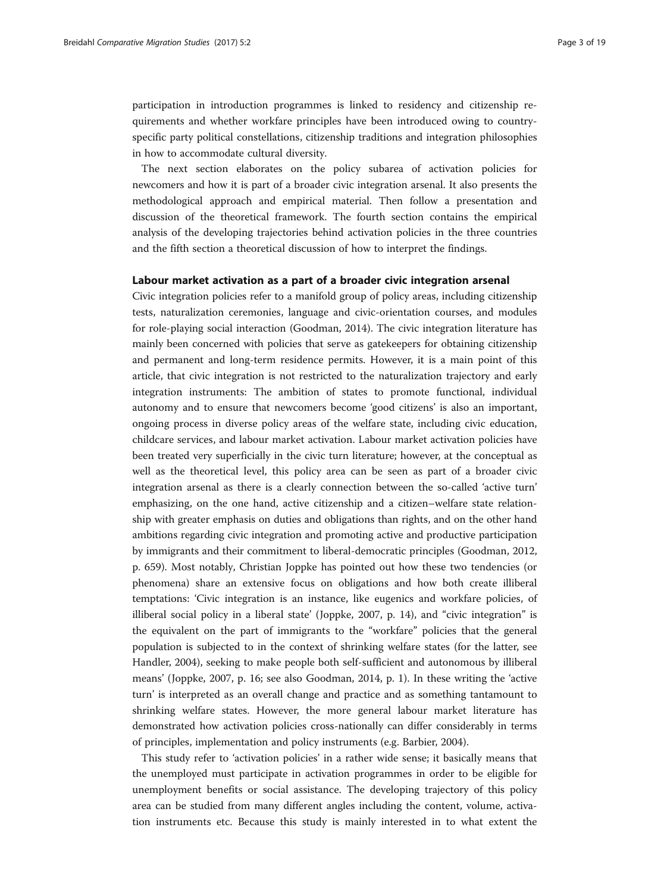participation in introduction programmes is linked to residency and citizenship requirements and whether workfare principles have been introduced owing to country-specific party political constellations, citizenship traditions and integration philosophies in how to accommodate cultural diversity.

The next section elaborates on the policy subarea of activation policies for newcomers and how it is part of a broader civic integration arsenal. It also presents the methodological approach and empirical material. Then follow a presentation and discussion of the theoretical framework. The fourth section contains the empirical analysis of the developing trajectories behind activation policies in the three countries and the fifth section a theoretical discussion of how to interpret the findings.

## Labour market activation as a part of a broader civic integration arsenal

Civic integration policies refer to a manifold group of policy areas, including citizenship tests, naturalization ceremonies, language and civic-orientation courses, and modules for role-playing social interaction (Goodman, 2014). The civic integration literature has mainly been concerned with policies that serve as gatekeepers for obtaining citizenship and permanent and long-term residence permits. However, it is a main point of this article, that civic integration is not restricted to the naturalization trajectory and early integration instruments: The ambition of states to promote functional, individual autonomy and to ensure that newcomers become 'good citizens' is also an important, ongoing process in diverse policy areas of the welfare state, including civic education, childcare services, and labour market activation. Labour market activation policies have been treated very superficially in the civic turn literature; however, at the conceptual as well as the theoretical level, this policy area can be seen as part of a broader civic integration arsenal as there is a clearly connection between the so-called 'active turn' emphasizing, on the one hand, active citizenship and a citizen–welfare state relationship with greater emphasis on duties and obligations than rights, and on the other hand ambitions regarding civic integration and promoting active and productive participation by immigrants and their commitment to liberal-democratic principles (Goodman, 2012, p. 659). Most notably, Christian Joppke has pointed out how these two tendencies (or phenomena) share an extensive focus on obligations and how both create illiberal temptations: 'Civic integration is an instance, like eugenics and workfare policies, of illiberal social policy in a liberal state' (Joppke, 2007, p. 14), and "civic integration" is the equivalent on the part of immigrants to the "workfare" policies that the general population is subjected to in the context of shrinking welfare states (for the latter, see Handler, 2004), seeking to make people both self-sufficient and autonomous by illiberal means' (Joppke, 2007, p. 16; see also Goodman, 2014, p. 1). In these writing the 'active turn' is interpreted as an overall change and practice and as something tantamount to shrinking welfare states. However, the more general labour market literature has demonstrated how activation policies cross-nationally can differ considerably in terms of principles, implementation and policy instruments (e.g. Barbier, 2004).

This study refer to 'activation policies' in a rather wide sense; it basically means that the unemployed must participate in activation programmes in order to be eligible for unemployment benefits or social assistance. The developing trajectory of this policy area can be studied from many different angles including the content, volume, activation instruments etc. Because this study is mainly interested in to what extent the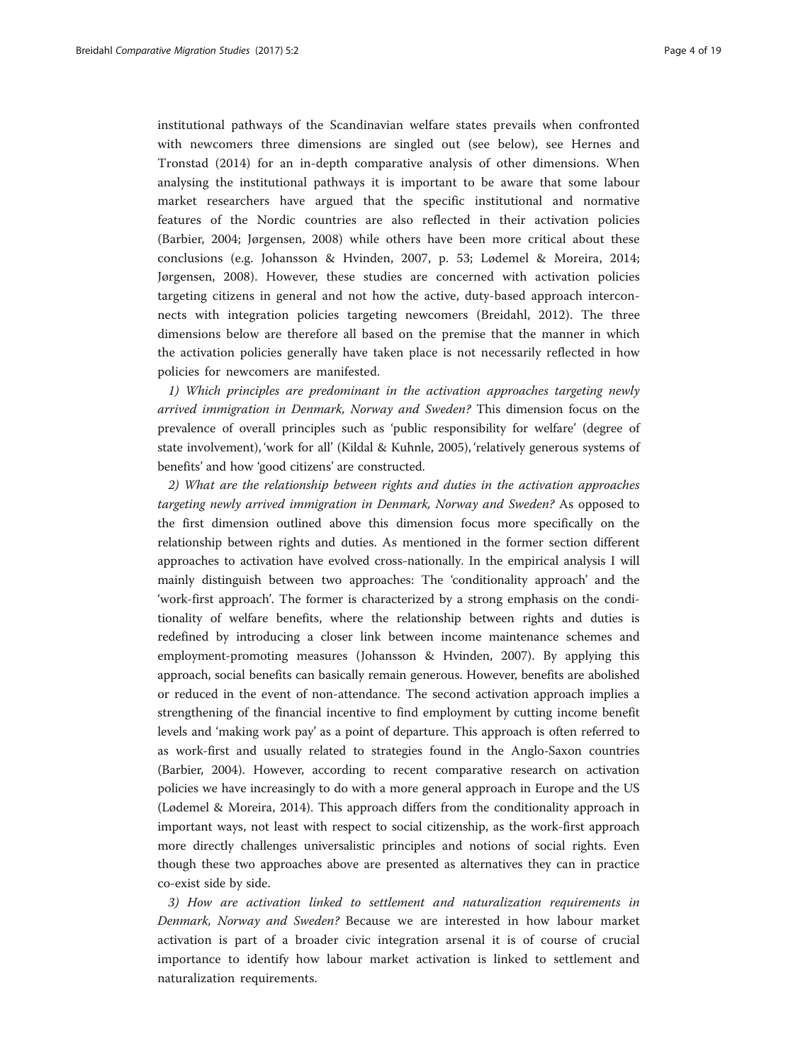institutional pathways of the Scandinavian welfare states prevails when confronted with newcomers three dimensions are singled out (see below), see Hernes and Tronstad (2014) for an in-depth comparative analysis of other dimensions. When analysing the institutional pathways it is important to be aware that some labour market researchers have argued that the specific institutional and normative features of the Nordic countries are also reflected in their activation policies (Barbier, 2004; Jørgensen, 2008) while others have been more critical about these conclusions (e.g. Johansson & Hvinden, 2007, p. 53; Lødemel & Moreira, 2014; Jørgensen, 2008). However, these studies are concerned with activation policies targeting citizens in general and not how the active, duty-based approach interconnects with integration policies targeting newcomers (Breidahl, 2012). The three dimensions below are therefore all based on the premise that the manner in which the activation policies generally have taken place is not necessarily reflected in how policies for newcomers are manifested.

*1) Which principles are predominant in the activation approaches targeting newly arrived immigration in Denmark, Norway and Sweden?* This dimension focus on the prevalence of overall principles such as 'public responsibility for welfare' (degree of state involvement), 'work for all' (Kildal & Kuhnle, 2005), 'relatively generous systems of benefits' and how 'good citizens' are constructed.

*2) What are the relationship between rights and duties in the activation approaches targeting newly arrived immigration in Denmark, Norway and Sweden?* As opposed to the first dimension outlined above this dimension focus more specifically on the relationship between rights and duties. As mentioned in the former section different approaches to activation have evolved cross-nationally. In the empirical analysis I will mainly distinguish between two approaches: The 'conditionality approach' and the 'work-first approach'. The former is characterized by a strong emphasis on the conditionality of welfare benefits, where the relationship between rights and duties is redefined by introducing a closer link between income maintenance schemes and employment-promoting measures (Johansson & Hvinden, 2007). By applying this approach, social benefits can basically remain generous. However, benefits are abolished or reduced in the event of non-attendance. The second activation approach implies a strengthening of the financial incentive to find employment by cutting income benefit levels and 'making work pay' as a point of departure. This approach is often referred to as work-first and usually related to strategies found in the Anglo-Saxon countries (Barbier, 2004). However, according to recent comparative research on activation policies we have increasingly to do with a more general approach in Europe and the US (Lødemel & Moreira, 2014). This approach differs from the conditionality approach in important ways, not least with respect to social citizenship, as the work-first approach more directly challenges universalistic principles and notions of social rights. Even though these two approaches above are presented as alternatives they can in practice co-exist side by side.

*3) How are activation linked to settlement and naturalization requirements in Denmark, Norway and Sweden?* Because we are interested in how labour market activation is part of a broader civic integration arsenal it is of course of crucial importance to identify how labour market activation is linked to settlement and naturalization requirements.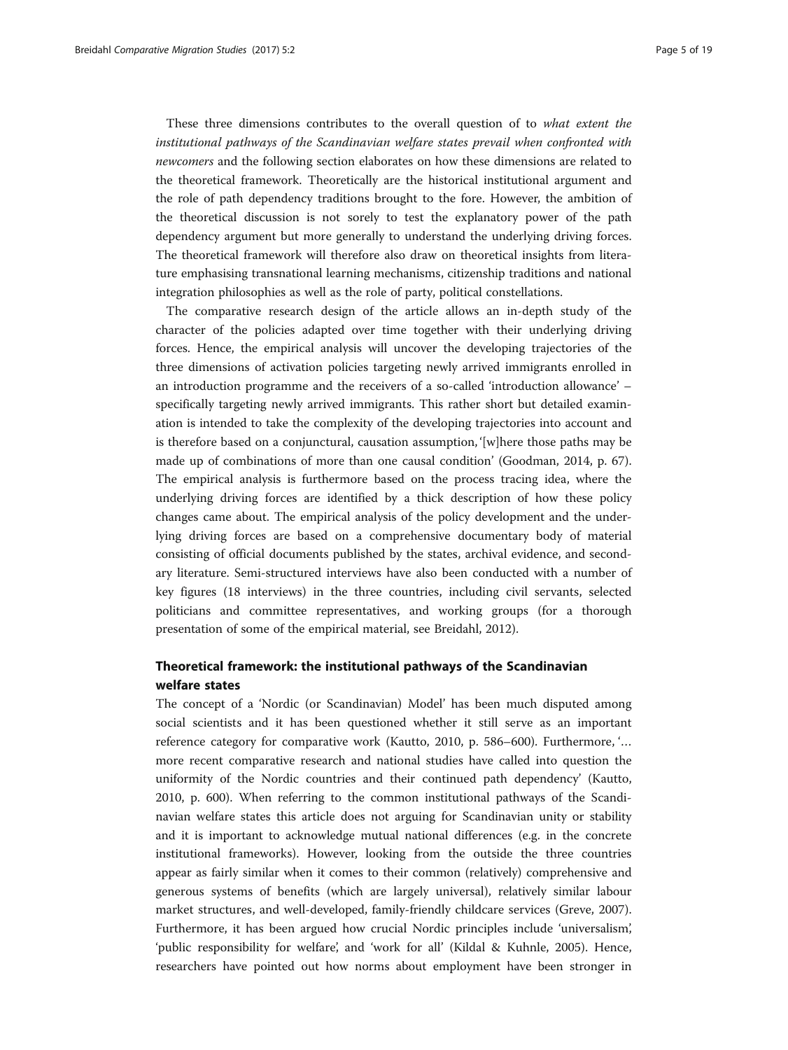These three dimensions contributes to the overall question of to *what extent the institutional pathways of the Scandinavian welfare states prevail when confronted with newcomers* and the following section elaborates on how these dimensions are related to the theoretical framework. Theoretically are the historical institutional argument and the role of path dependency traditions brought to the fore. However, the ambition of the theoretical discussion is not sorely to test the explanatory power of the path dependency argument but more generally to understand the underlying driving forces. The theoretical framework will therefore also draw on theoretical insights from literature emphasising transnational learning mechanisms, citizenship traditions and national integration philosophies as well as the role of party, political constellations.

The comparative research design of the article allows an in-depth study of the character of the policies adapted over time together with their underlying driving forces. Hence, the empirical analysis will uncover the developing trajectories of the three dimensions of activation policies targeting newly arrived immigrants enrolled in an introduction programme and the receivers of a so-called 'introduction allowance' – specifically targeting newly arrived immigrants. This rather short but detailed examination is intended to take the complexity of the developing trajectories into account and is therefore based on a conjunctural, causation assumption, '[w]here those paths may be made up of combinations of more than one causal condition' (Goodman, 2014, p. 67). The empirical analysis is furthermore based on the process tracing idea, where the underlying driving forces are identified by a thick description of how these policy changes came about. The empirical analysis of the policy development and the underlying driving forces are based on a comprehensive documentary body of material consisting of official documents published by the states, archival evidence, and secondary literature. Semi-structured interviews have also been conducted with a number of key figures (18 interviews) in the three countries, including civil servants, selected politicians and committee representatives, and working groups (for a thorough presentation of some of the empirical material, see Breidahl, 2012).

## Theoretical framework: the institutional pathways of the Scandinavian welfare states

The concept of a 'Nordic (or Scandinavian) Model' has been much disputed among social scientists and it has been questioned whether it still serve as an important reference category for comparative work (Kautto, 2010, p. 586–600). Furthermore, '… more recent comparative research and national studies have called into question the uniformity of the Nordic countries and their continued path dependency' (Kautto, 2010, p. 600). When referring to the common institutional pathways of the Scandinavian welfare states this article does not arguing for Scandinavian unity or stability and it is important to acknowledge mutual national differences (e.g. in the concrete institutional frameworks). However, looking from the outside the three countries appear as fairly similar when it comes to their common (relatively) comprehensive and generous systems of benefits (which are largely universal), relatively similar labour market structures, and well-developed, family-friendly childcare services (Greve, 2007). Furthermore, it has been argued how crucial Nordic principles include 'universalism', 'public responsibility for welfare', and 'work for all' (Kildal & Kuhnle, 2005). Hence, researchers have pointed out how norms about employment have been stronger in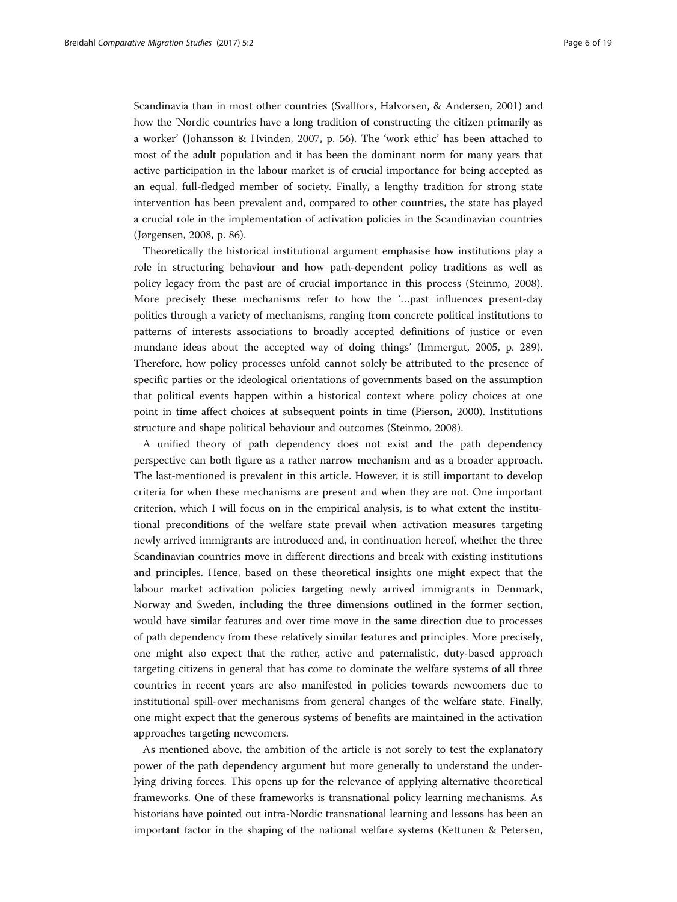Scandinavia than in most other countries (Svallfors, Halvorsen, & Andersen, 2001) and how the 'Nordic countries have a long tradition of constructing the citizen primarily as a worker' (Johansson & Hvinden, 2007, p. 56). The 'work ethic' has been attached to most of the adult population and it has been the dominant norm for many years that active participation in the labour market is of crucial importance for being accepted as an equal, full-fledged member of society. Finally, a lengthy tradition for strong state intervention has been prevalent and, compared to other countries, the state has played a crucial role in the implementation of activation policies in the Scandinavian countries (Jørgensen, 2008, p. 86).

Theoretically the historical institutional argument emphasise how institutions play a role in structuring behaviour and how path-dependent policy traditions as well as policy legacy from the past are of crucial importance in this process (Steinmo, 2008). More precisely these mechanisms refer to how the '…past influences present-day politics through a variety of mechanisms, ranging from concrete political institutions to patterns of interests associations to broadly accepted definitions of justice or even mundane ideas about the accepted way of doing things' (Immergut, 2005, p. 289). Therefore, how policy processes unfold cannot solely be attributed to the presence of specific parties or the ideological orientations of governments based on the assumption that political events happen within a historical context where policy choices at one point in time affect choices at subsequent points in time (Pierson, 2000). Institutions structure and shape political behaviour and outcomes (Steinmo, 2008).

A unified theory of path dependency does not exist and the path dependency perspective can both figure as a rather narrow mechanism and as a broader approach. The last-mentioned is prevalent in this article. However, it is still important to develop criteria for when these mechanisms are present and when they are not. One important criterion, which I will focus on in the empirical analysis, is to what extent the institutional preconditions of the welfare state prevail when activation measures targeting newly arrived immigrants are introduced and, in continuation hereof, whether the three Scandinavian countries move in different directions and break with existing institutions and principles. Hence, based on these theoretical insights one might expect that the labour market activation policies targeting newly arrived immigrants in Denmark, Norway and Sweden, including the three dimensions outlined in the former section, would have similar features and over time move in the same direction due to processes of path dependency from these relatively similar features and principles. More precisely, one might also expect that the rather, active and paternalistic, duty-based approach targeting citizens in general that has come to dominate the welfare systems of all three countries in recent years are also manifested in policies towards newcomers due to institutional spill-over mechanisms from general changes of the welfare state. Finally, one might expect that the generous systems of benefits are maintained in the activation approaches targeting newcomers.

As mentioned above, the ambition of the article is not sorely to test the explanatory power of the path dependency argument but more generally to understand the underlying driving forces. This opens up for the relevance of applying alternative theoretical frameworks. One of these frameworks is transnational policy learning mechanisms. As historians have pointed out intra-Nordic transnational learning and lessons has been an important factor in the shaping of the national welfare systems (Kettunen & Petersen,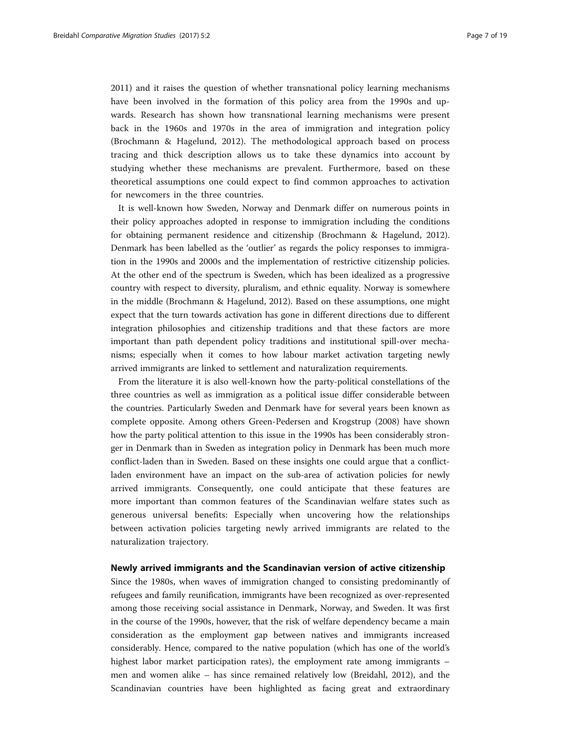2011) and it raises the question of whether transnational policy learning mechanisms have been involved in the formation of this policy area from the 1990s and upwards. Research has shown how transnational learning mechanisms were present back in the 1960s and 1970s in the area of immigration and integration policy (Brochmann & Hagelund, 2012). The methodological approach based on process tracing and thick description allows us to take these dynamics into account by studying whether these mechanisms are prevalent. Furthermore, based on these theoretical assumptions one could expect to find common approaches to activation for newcomers in the three countries.

It is well-known how Sweden, Norway and Denmark differ on numerous points in their policy approaches adopted in response to immigration including the conditions for obtaining permanent residence and citizenship (Brochmann & Hagelund, 2012). Denmark has been labelled as the 'outlier' as regards the policy responses to immigration in the 1990s and 2000s and the implementation of restrictive citizenship policies. At the other end of the spectrum is Sweden, which has been idealized as a progressive country with respect to diversity, pluralism, and ethnic equality. Norway is somewhere in the middle (Brochmann & Hagelund, 2012). Based on these assumptions, one might expect that the turn towards activation has gone in different directions due to different integration philosophies and citizenship traditions and that these factors are more important than path dependent policy traditions and institutional spill-over mechanisms; especially when it comes to how labour market activation targeting newly arrived immigrants are linked to settlement and naturalization requirements.

From the literature it is also well-known how the party-political constellations of the three countries as well as immigration as a political issue differ considerable between the countries. Particularly Sweden and Denmark have for several years been known as complete opposite. Among others Green-Pedersen and Krogstrup (2008) have shown how the party political attention to this issue in the 1990s has been considerably stronger in Denmark than in Sweden as integration policy in Denmark has been much more conflict-laden than in Sweden. Based on these insights one could argue that a conflict-laden environment have an impact on the sub-area of activation policies for newly arrived immigrants. Consequently, one could anticipate that these features are more important than common features of the Scandinavian welfare states such as generous universal benefits: Especially when uncovering how the relationships between activation policies targeting newly arrived immigrants are related to the naturalization trajectory.

## Newly arrived immigrants and the Scandinavian version of active citizenship

Since the 1980s, when waves of immigration changed to consisting predominantly of refugees and family reunification, immigrants have been recognized as over-represented among those receiving social assistance in Denmark, Norway, and Sweden. It was first in the course of the 1990s, however, that the risk of welfare dependency became a main consideration as the employment gap between natives and immigrants increased considerably. Hence, compared to the native population (which has one of the world's highest labor market participation rates), the employment rate among immigrants – men and women alike – has since remained relatively low (Breidahl, 2012), and the Scandinavian countries have been highlighted as facing great and extraordinary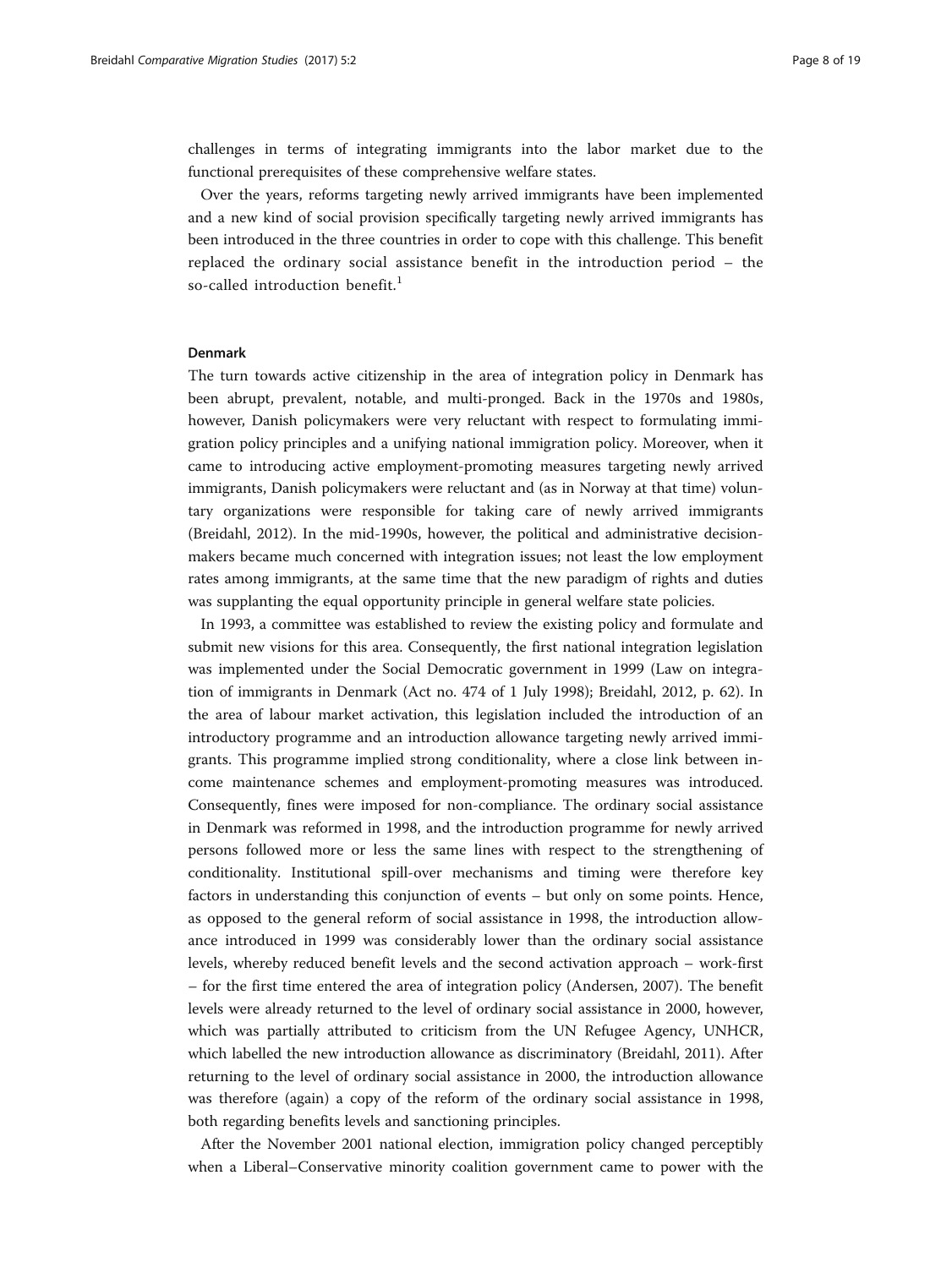challenges in terms of integrating immigrants into the labor market due to the functional prerequisites of these comprehensive welfare states.

Over the years, reforms targeting newly arrived immigrants have been implemented and a new kind of social provision specifically targeting newly arrived immigrants has been introduced in the three countries in order to cope with this challenge. This benefit replaced the ordinary social assistance benefit in the introduction period – the so-called introduction benefit.[1]

### Denmark

The turn towards active citizenship in the area of integration policy in Denmark has been abrupt, prevalent, notable, and multi-pronged. Back in the 1970s and 1980s, however, Danish policymakers were very reluctant with respect to formulating immigration policy principles and a unifying national immigration policy. Moreover, when it came to introducing active employment-promoting measures targeting newly arrived immigrants, Danish policymakers were reluctant and (as in Norway at that time) voluntary organizations were responsible for taking care of newly arrived immigrants (Breidahl, 2012). In the mid-1990s, however, the political and administrative decision-makers became much concerned with integration issues; not least the low employment rates among immigrants, at the same time that the new paradigm of rights and duties was supplanting the equal opportunity principle in general welfare state policies.

In 1993, a committee was established to review the existing policy and formulate and submit new visions for this area. Consequently, the first national integration legislation was implemented under the Social Democratic government in 1999 (Law on integration of immigrants in Denmark (Act no. 474 of 1 July 1998); Breidahl, 2012, p. 62). In the area of labour market activation, this legislation included the introduction of an introductory programme and an introduction allowance targeting newly arrived immigrants. This programme implied strong conditionality, where a close link between income maintenance schemes and employment-promoting measures was introduced. Consequently, fines were imposed for non-compliance. The ordinary social assistance in Denmark was reformed in 1998, and the introduction programme for newly arrived persons followed more or less the same lines with respect to the strengthening of conditionality. Institutional spill-over mechanisms and timing were therefore key factors in understanding this conjunction of events – but only on some points. Hence, as opposed to the general reform of social assistance in 1998, the introduction allowance introduced in 1999 was considerably lower than the ordinary social assistance levels, whereby reduced benefit levels and the second activation approach – work-first – for the first time entered the area of integration policy (Andersen, 2007). The benefit levels were already returned to the level of ordinary social assistance in 2000, however, which was partially attributed to criticism from the UN Refugee Agency, UNHCR, which labelled the new introduction allowance as discriminatory (Breidahl, 2011). After returning to the level of ordinary social assistance in 2000, the introduction allowance was therefore (again) a copy of the reform of the ordinary social assistance in 1998, both regarding benefits levels and sanctioning principles.

After the November 2001 national election, immigration policy changed perceptibly when a Liberal–Conservative minority coalition government came to power with the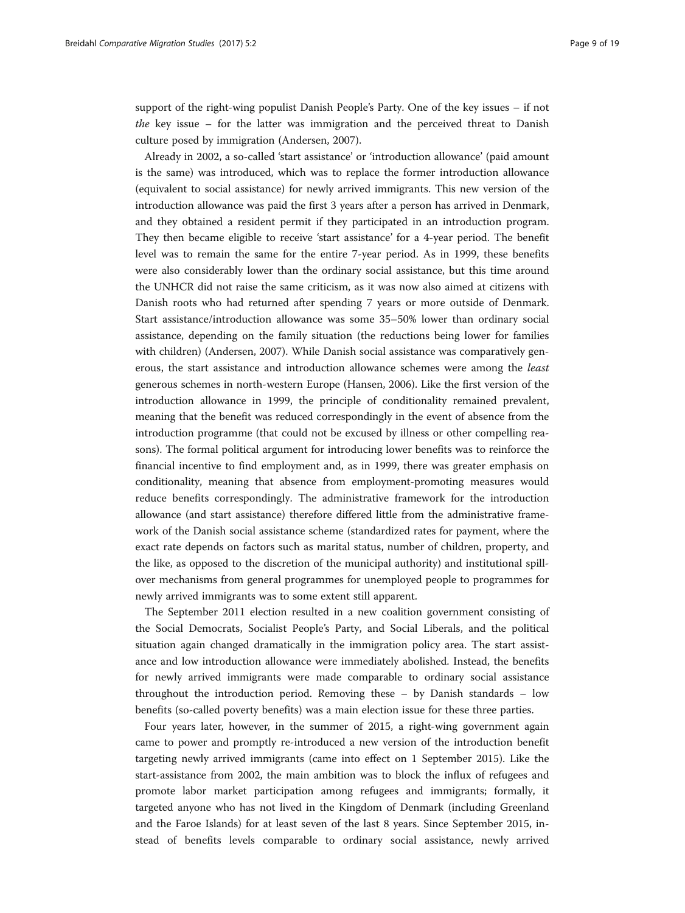support of the right-wing populist Danish People's Party. One of the key issues – if not *the* key issue – for the latter was immigration and the perceived threat to Danish culture posed by immigration (Andersen, 2007).

Already in 2002, a so-called 'start assistance' or 'introduction allowance' (paid amount is the same) was introduced, which was to replace the former introduction allowance (equivalent to social assistance) for newly arrived immigrants. This new version of the introduction allowance was paid the first 3 years after a person has arrived in Denmark, and they obtained a resident permit if they participated in an introduction program. They then became eligible to receive 'start assistance' for a 4-year period. The benefit level was to remain the same for the entire 7-year period. As in 1999, these benefits were also considerably lower than the ordinary social assistance, but this time around the UNHCR did not raise the same criticism, as it was now also aimed at citizens with Danish roots who had returned after spending 7 years or more outside of Denmark. Start assistance/introduction allowance was some 35–50% lower than ordinary social assistance, depending on the family situation (the reductions being lower for families with children) (Andersen, 2007). While Danish social assistance was comparatively generous, the start assistance and introduction allowance schemes were among the *least* generous schemes in north-western Europe (Hansen, 2006). Like the first version of the introduction allowance in 1999, the principle of conditionality remained prevalent, meaning that the benefit was reduced correspondingly in the event of absence from the introduction programme (that could not be excused by illness or other compelling reasons). The formal political argument for introducing lower benefits was to reinforce the financial incentive to find employment and, as in 1999, there was greater emphasis on conditionality, meaning that absence from employment-promoting measures would reduce benefits correspondingly. The administrative framework for the introduction allowance (and start assistance) therefore differed little from the administrative framework of the Danish social assistance scheme (standardized rates for payment, where the exact rate depends on factors such as marital status, number of children, property, and the like, as opposed to the discretion of the municipal authority) and institutional spill-over mechanisms from general programmes for unemployed people to programmes for newly arrived immigrants was to some extent still apparent.

The September 2011 election resulted in a new coalition government consisting of the Social Democrats, Socialist People's Party, and Social Liberals, and the political situation again changed dramatically in the immigration policy area. The start assistance and low introduction allowance were immediately abolished. Instead, the benefits for newly arrived immigrants were made comparable to ordinary social assistance throughout the introduction period. Removing these – by Danish standards – low benefits (so-called poverty benefits) was a main election issue for these three parties.

Four years later, however, in the summer of 2015, a right-wing government again came to power and promptly re-introduced a new version of the introduction benefit targeting newly arrived immigrants (came into effect on 1 September 2015). Like the start-assistance from 2002, the main ambition was to block the influx of refugees and promote labor market participation among refugees and immigrants; formally, it targeted anyone who has not lived in the Kingdom of Denmark (including Greenland and the Faroe Islands) for at least seven of the last 8 years. Since September 2015, instead of benefits levels comparable to ordinary social assistance, newly arrived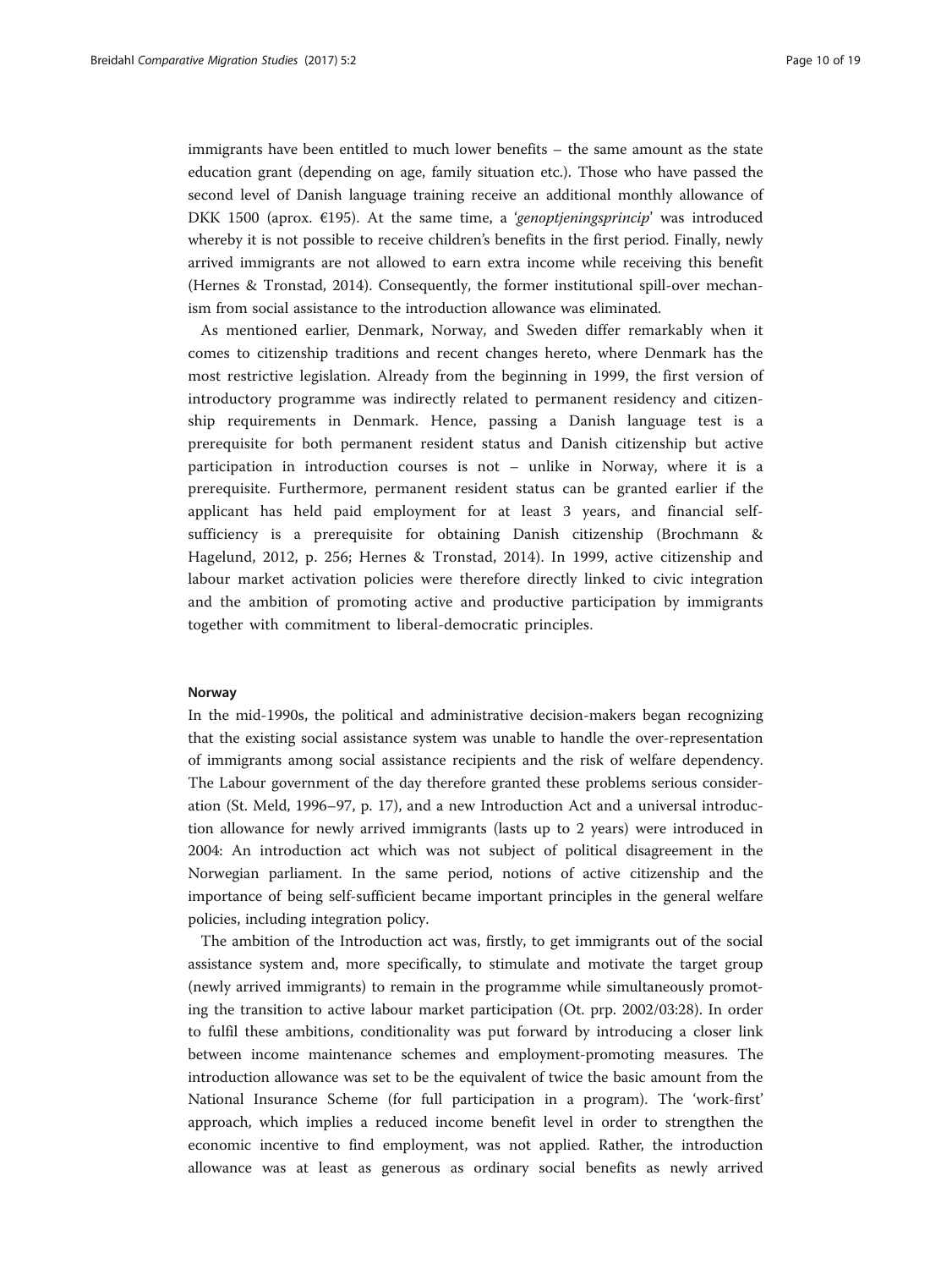immigrants have been entitled to much lower benefits – the same amount as the state education grant (depending on age, family situation etc.). Those who have passed the second level of Danish language training receive an additional monthly allowance of DKK 1500 (aprox. €195). At the same time, a '*genoptjeningsprincip*' was introduced whereby it is not possible to receive children's benefits in the first period. Finally, newly arrived immigrants are not allowed to earn extra income while receiving this benefit (Hernes & Tronstad, 2014). Consequently, the former institutional spill-over mechanism from social assistance to the introduction allowance was eliminated.

As mentioned earlier, Denmark, Norway, and Sweden differ remarkably when it comes to citizenship traditions and recent changes hereto, where Denmark has the most restrictive legislation. Already from the beginning in 1999, the first version of introductory programme was indirectly related to permanent residency and citizenship requirements in Denmark. Hence, passing a Danish language test is a prerequisite for both permanent resident status and Danish citizenship but active participation in introduction courses is not – unlike in Norway, where it is a prerequisite. Furthermore, permanent resident status can be granted earlier if the applicant has held paid employment for at least 3 years, and financial self-sufficiency is a prerequisite for obtaining Danish citizenship (Brochmann & Hagelund, 2012, p. 256; Hernes & Tronstad, 2014). In 1999, active citizenship and labour market activation policies were therefore directly linked to civic integration and the ambition of promoting active and productive participation by immigrants together with commitment to liberal-democratic principles.

#### Norway

In the mid-1990s, the political and administrative decision-makers began recognizing that the existing social assistance system was unable to handle the over-representation of immigrants among social assistance recipients and the risk of welfare dependency. The Labour government of the day therefore granted these problems serious consideration (St. Meld, 1996–97, p. 17), and a new Introduction Act and a universal introduction allowance for newly arrived immigrants (lasts up to 2 years) were introduced in 2004: An introduction act which was not subject of political disagreement in the Norwegian parliament. In the same period, notions of active citizenship and the importance of being self-sufficient became important principles in the general welfare policies, including integration policy.

The ambition of the Introduction act was, firstly, to get immigrants out of the social assistance system and, more specifically, to stimulate and motivate the target group (newly arrived immigrants) to remain in the programme while simultaneously promoting the transition to active labour market participation (Ot. prp. 2002/03:28). In order to fulfil these ambitions, conditionality was put forward by introducing a closer link between income maintenance schemes and employment-promoting measures. The introduction allowance was set to be the equivalent of twice the basic amount from the National Insurance Scheme (for full participation in a program). The 'work-first' approach, which implies a reduced income benefit level in order to strengthen the economic incentive to find employment, was not applied. Rather, the introduction allowance was at least as generous as ordinary social benefits as newly arrived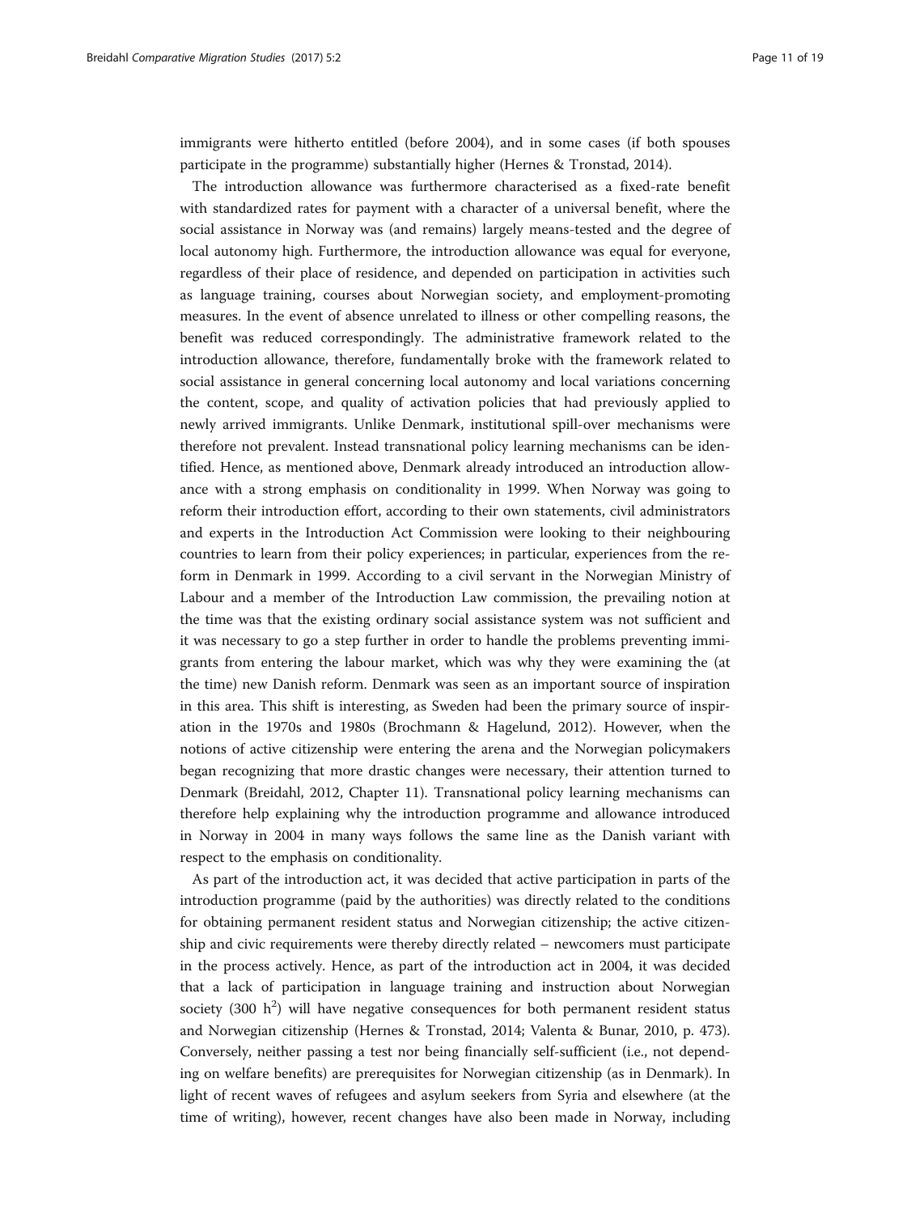immigrants were hitherto entitled (before 2004), and in some cases (if both spouses participate in the programme) substantially higher (Hernes & Tronstad, 2014).

The introduction allowance was furthermore characterised as a fixed-rate benefit with standardized rates for payment with a character of a universal benefit, where the social assistance in Norway was (and remains) largely means-tested and the degree of local autonomy high. Furthermore, the introduction allowance was equal for everyone, regardless of their place of residence, and depended on participation in activities such as language training, courses about Norwegian society, and employment-promoting measures. In the event of absence unrelated to illness or other compelling reasons, the benefit was reduced correspondingly. The administrative framework related to the introduction allowance, therefore, fundamentally broke with the framework related to social assistance in general concerning local autonomy and local variations concerning the content, scope, and quality of activation policies that had previously applied to newly arrived immigrants. Unlike Denmark, institutional spill-over mechanisms were therefore not prevalent. Instead transnational policy learning mechanisms can be identified. Hence, as mentioned above, Denmark already introduced an introduction allowance with a strong emphasis on conditionality in 1999. When Norway was going to reform their introduction effort, according to their own statements, civil administrators and experts in the Introduction Act Commission were looking to their neighbouring countries to learn from their policy experiences; in particular, experiences from the reform in Denmark in 1999. According to a civil servant in the Norwegian Ministry of Labour and a member of the Introduction Law commission, the prevailing notion at the time was that the existing ordinary social assistance system was not sufficient and it was necessary to go a step further in order to handle the problems preventing immigrants from entering the labour market, which was why they were examining the (at the time) new Danish reform. Denmark was seen as an important source of inspiration in this area. This shift is interesting, as Sweden had been the primary source of inspiration in the 1970s and 1980s (Brochmann & Hagelund, 2012). However, when the notions of active citizenship were entering the arena and the Norwegian policymakers began recognizing that more drastic changes were necessary, their attention turned to Denmark (Breidahl, 2012, Chapter 11). Transnational policy learning mechanisms can therefore help explaining why the introduction programme and allowance introduced in Norway in 2004 in many ways follows the same line as the Danish variant with respect to the emphasis on conditionality.

As part of the introduction act, it was decided that active participation in parts of the introduction programme (paid by the authorities) was directly related to the conditions for obtaining permanent resident status and Norwegian citizenship; the active citizenship and civic requirements were thereby directly related – newcomers must participate in the process actively. Hence, as part of the introduction act in 2004, it was decided that a lack of participation in language training and instruction about Norwegian society (300 h[2]) will have negative consequences for both permanent resident status and Norwegian citizenship (Hernes & Tronstad, 2014; Valenta & Bunar, 2010, p. 473). Conversely, neither passing a test nor being financially self-sufficient (i.e., not depending on welfare benefits) are prerequisites for Norwegian citizenship (as in Denmark). In light of recent waves of refugees and asylum seekers from Syria and elsewhere (at the time of writing), however, recent changes have also been made in Norway, including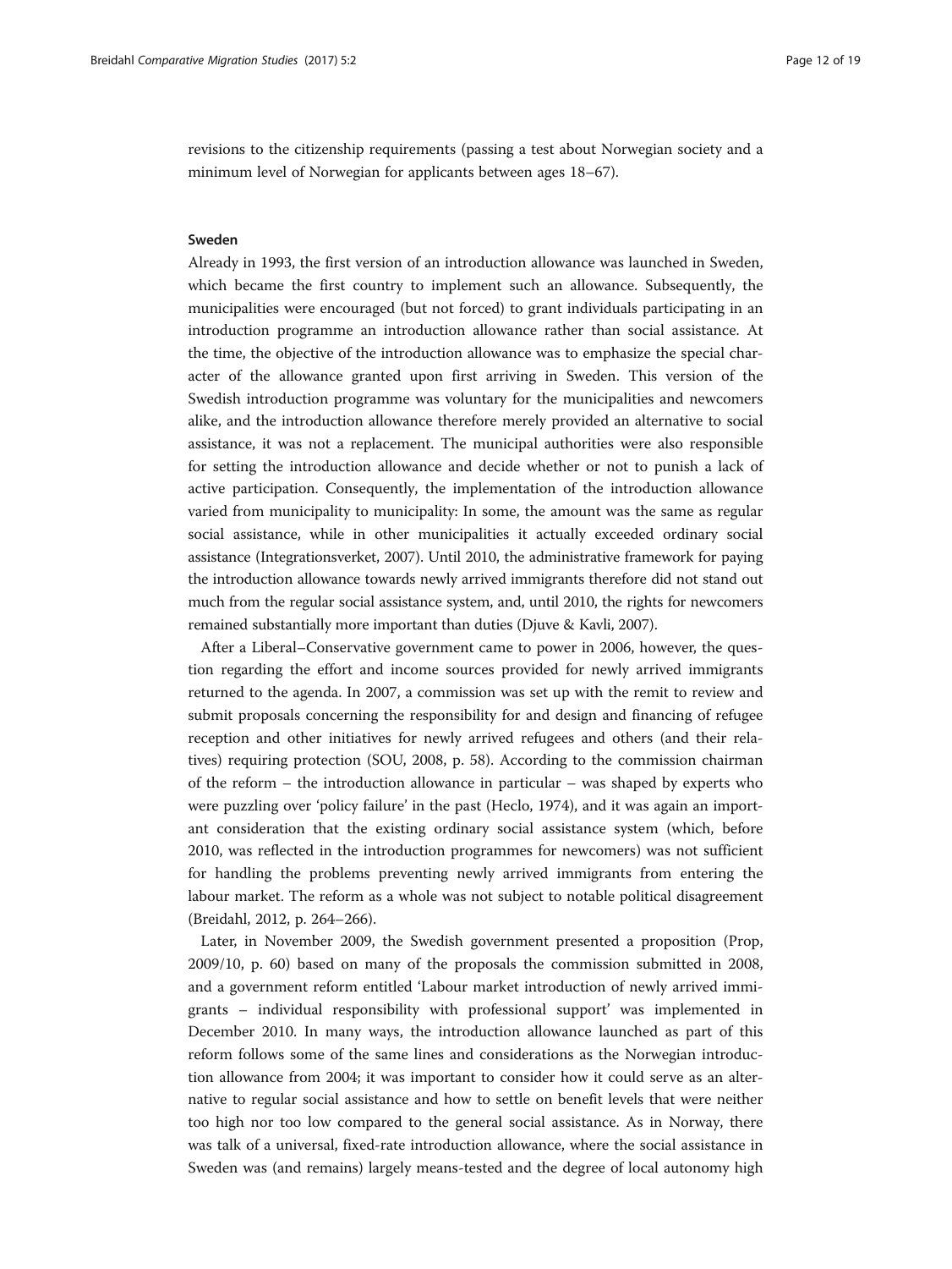revisions to the citizenship requirements (passing a test about Norwegian society and a minimum level of Norwegian for applicants between ages 18–67).

### Sweden

Already in 1993, the first version of an introduction allowance was launched in Sweden, which became the first country to implement such an allowance. Subsequently, the municipalities were encouraged (but not forced) to grant individuals participating in an introduction programme an introduction allowance rather than social assistance. At the time, the objective of the introduction allowance was to emphasize the special character of the allowance granted upon first arriving in Sweden. This version of the Swedish introduction programme was voluntary for the municipalities and newcomers alike, and the introduction allowance therefore merely provided an alternative to social assistance, it was not a replacement. The municipal authorities were also responsible for setting the introduction allowance and decide whether or not to punish a lack of active participation. Consequently, the implementation of the introduction allowance varied from municipality to municipality: In some, the amount was the same as regular social assistance, while in other municipalities it actually exceeded ordinary social assistance (Integrationsverket, 2007). Until 2010, the administrative framework for paying the introduction allowance towards newly arrived immigrants therefore did not stand out much from the regular social assistance system, and, until 2010, the rights for newcomers remained substantially more important than duties (Djuve & Kavli, 2007).

After a Liberal–Conservative government came to power in 2006, however, the question regarding the effort and income sources provided for newly arrived immigrants returned to the agenda. In 2007, a commission was set up with the remit to review and submit proposals concerning the responsibility for and design and financing of refugee reception and other initiatives for newly arrived refugees and others (and their relatives) requiring protection (SOU, 2008, p. 58). According to the commission chairman of the reform – the introduction allowance in particular – was shaped by experts who were puzzling over 'policy failure' in the past (Heclo, 1974), and it was again an important consideration that the existing ordinary social assistance system (which, before 2010, was reflected in the introduction programmes for newcomers) was not sufficient for handling the problems preventing newly arrived immigrants from entering the labour market. The reform as a whole was not subject to notable political disagreement (Breidahl, 2012, p. 264–266).

Later, in November 2009, the Swedish government presented a proposition (Prop, 2009/10, p. 60) based on many of the proposals the commission submitted in 2008, and a government reform entitled 'Labour market introduction of newly arrived immigrants – individual responsibility with professional support' was implemented in December 2010. In many ways, the introduction allowance launched as part of this reform follows some of the same lines and considerations as the Norwegian introduction allowance from 2004; it was important to consider how it could serve as an alternative to regular social assistance and how to settle on benefit levels that were neither too high nor too low compared to the general social assistance. As in Norway, there was talk of a universal, fixed-rate introduction allowance, where the social assistance in Sweden was (and remains) largely means-tested and the degree of local autonomy high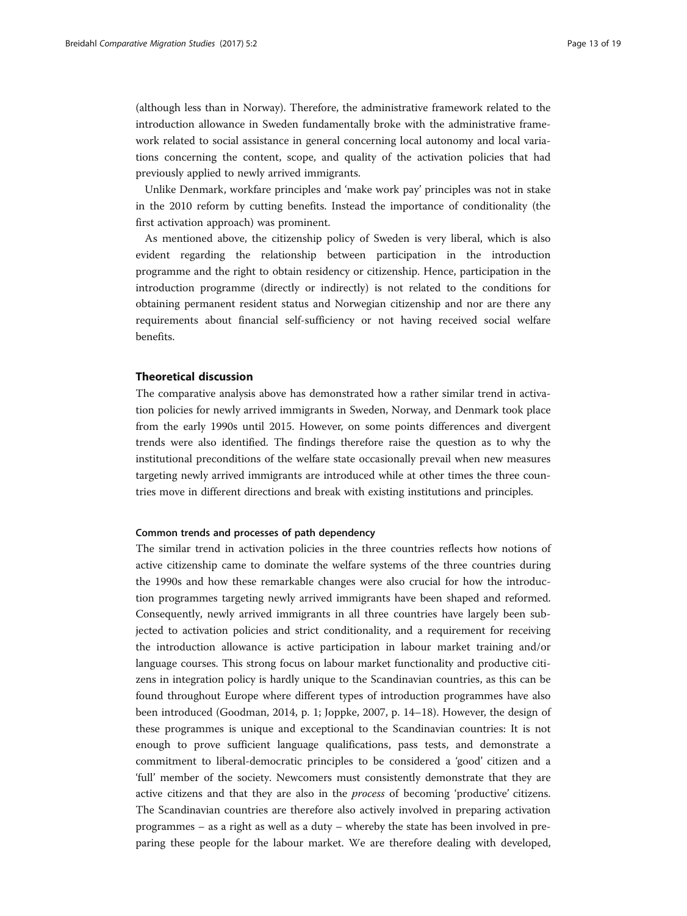(although less than in Norway). Therefore, the administrative framework related to the introduction allowance in Sweden fundamentally broke with the administrative framework related to social assistance in general concerning local autonomy and local variations concerning the content, scope, and quality of the activation policies that had previously applied to newly arrived immigrants.

Unlike Denmark, workfare principles and 'make work pay' principles was not in stake in the 2010 reform by cutting benefits. Instead the importance of conditionality (the first activation approach) was prominent.

As mentioned above, the citizenship policy of Sweden is very liberal, which is also evident regarding the relationship between participation in the introduction programme and the right to obtain residency or citizenship. Hence, participation in the introduction programme (directly or indirectly) is not related to the conditions for obtaining permanent resident status and Norwegian citizenship and nor are there any requirements about financial self-sufficiency or not having received social welfare benefits.

## Theoretical discussion

The comparative analysis above has demonstrated how a rather similar trend in activation policies for newly arrived immigrants in Sweden, Norway, and Denmark took place from the early 1990s until 2015. However, on some points differences and divergent trends were also identified. The findings therefore raise the question as to why the institutional preconditions of the welfare state occasionally prevail when new measures targeting newly arrived immigrants are introduced while at other times the three countries move in different directions and break with existing institutions and principles.

### Common trends and processes of path dependency

The similar trend in activation policies in the three countries reflects how notions of active citizenship came to dominate the welfare systems of the three countries during the 1990s and how these remarkable changes were also crucial for how the introduction programmes targeting newly arrived immigrants have been shaped and reformed. Consequently, newly arrived immigrants in all three countries have largely been subjected to activation policies and strict conditionality, and a requirement for receiving the introduction allowance is active participation in labour market training and/or language courses. This strong focus on labour market functionality and productive citizens in integration policy is hardly unique to the Scandinavian countries, as this can be found throughout Europe where different types of introduction programmes have also been introduced (Goodman, 2014, p. 1; Joppke, 2007, p. 14–18). However, the design of these programmes is unique and exceptional to the Scandinavian countries: It is not enough to prove sufficient language qualifications, pass tests, and demonstrate a commitment to liberal-democratic principles to be considered a 'good' citizen and a 'full' member of the society. Newcomers must consistently demonstrate that they are active citizens and that they are also in the *process* of becoming 'productive' citizens. The Scandinavian countries are therefore also actively involved in preparing activation programmes – as a right as well as a duty – whereby the state has been involved in preparing these people for the labour market. We are therefore dealing with developed,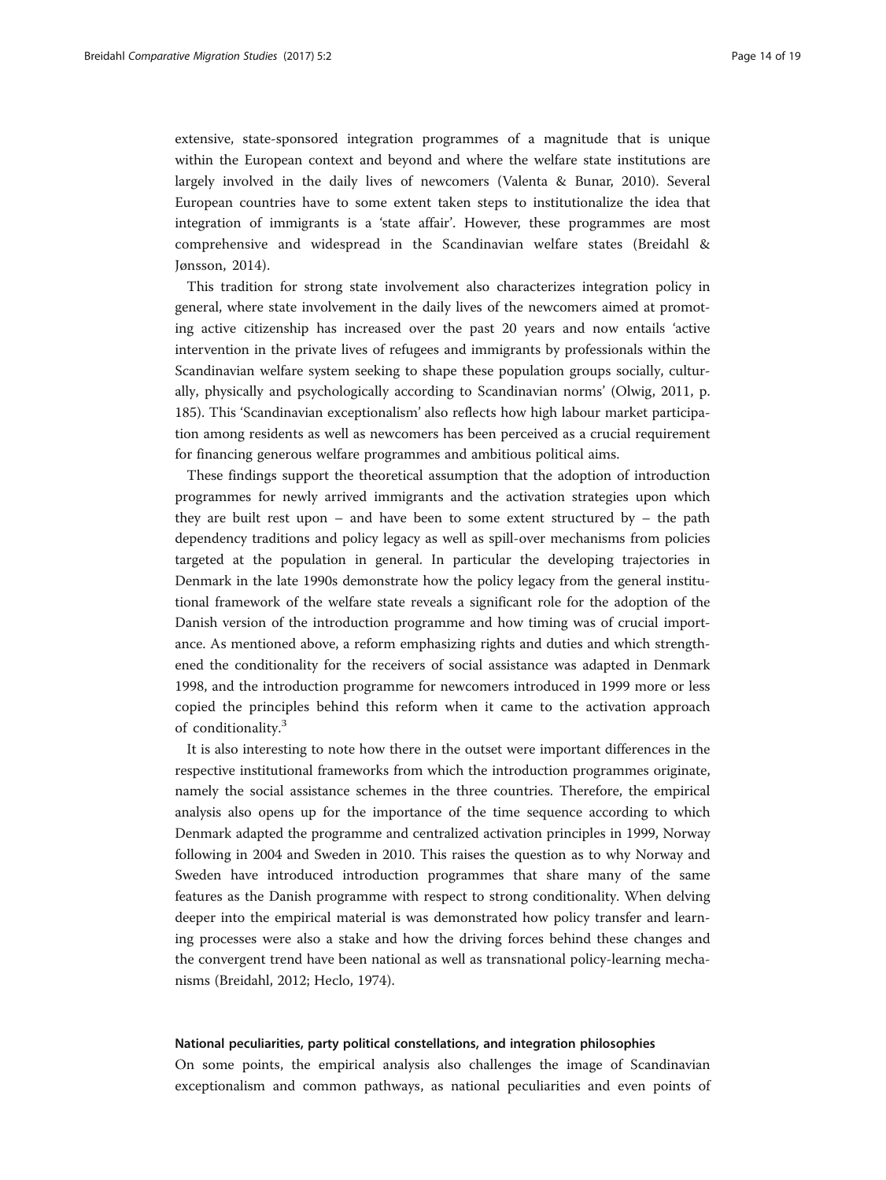extensive, state-sponsored integration programmes of a magnitude that is unique within the European context and beyond and where the welfare state institutions are largely involved in the daily lives of newcomers (Valenta & Bunar, 2010). Several European countries have to some extent taken steps to institutionalize the idea that integration of immigrants is a 'state affair'. However, these programmes are most comprehensive and widespread in the Scandinavian welfare states (Breidahl & Jønsson, 2014).

This tradition for strong state involvement also characterizes integration policy in general, where state involvement in the daily lives of the newcomers aimed at promoting active citizenship has increased over the past 20 years and now entails 'active intervention in the private lives of refugees and immigrants by professionals within the Scandinavian welfare system seeking to shape these population groups socially, culturally, physically and psychologically according to Scandinavian norms' (Olwig, 2011, p. 185). This 'Scandinavian exceptionalism' also reflects how high labour market participation among residents as well as newcomers has been perceived as a crucial requirement for financing generous welfare programmes and ambitious political aims.

These findings support the theoretical assumption that the adoption of introduction programmes for newly arrived immigrants and the activation strategies upon which they are built rest upon – and have been to some extent structured by – the path dependency traditions and policy legacy as well as spill-over mechanisms from policies targeted at the population in general. In particular the developing trajectories in Denmark in the late 1990s demonstrate how the policy legacy from the general institutional framework of the welfare state reveals a significant role for the adoption of the Danish version of the introduction programme and how timing was of crucial importance. As mentioned above, a reform emphasizing rights and duties and which strengthened the conditionality for the receivers of social assistance was adapted in Denmark 1998, and the introduction programme for newcomers introduced in 1999 more or less copied the principles behind this reform when it came to the activation approach of conditionality.[3]

It is also interesting to note how there in the outset were important differences in the respective institutional frameworks from which the introduction programmes originate, namely the social assistance schemes in the three countries. Therefore, the empirical analysis also opens up for the importance of the time sequence according to which Denmark adapted the programme and centralized activation principles in 1999, Norway following in 2004 and Sweden in 2010. This raises the question as to why Norway and Sweden have introduced introduction programmes that share many of the same features as the Danish programme with respect to strong conditionality. When delving deeper into the empirical material is was demonstrated how policy transfer and learning processes were also a stake and how the driving forces behind these changes and the convergent trend have been national as well as transnational policy-learning mechanisms (Breidahl, 2012; Heclo, 1974).

#### National peculiarities, party political constellations, and integration philosophies

On some points, the empirical analysis also challenges the image of Scandinavian exceptionalism and common pathways, as national peculiarities and even points of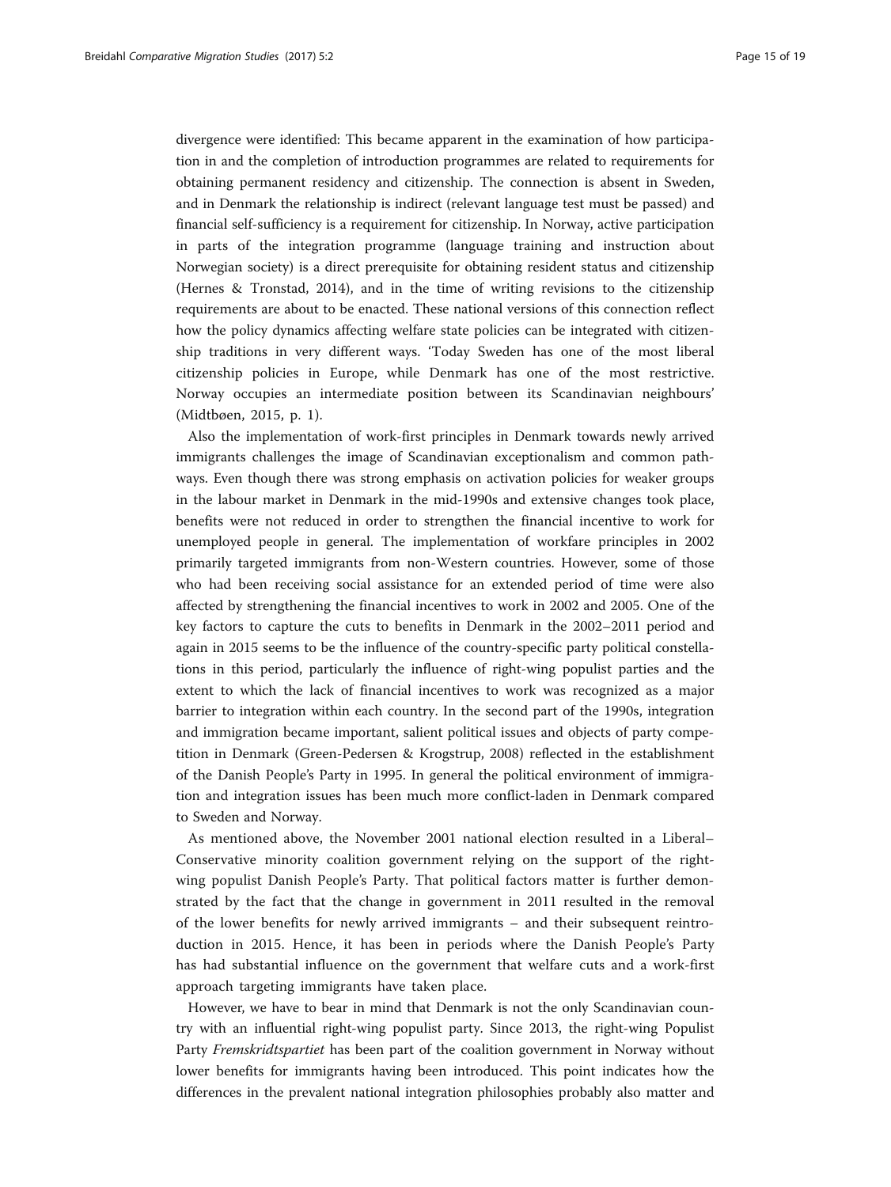divergence were identified: This became apparent in the examination of how participation in and the completion of introduction programmes are related to requirements for obtaining permanent residency and citizenship. The connection is absent in Sweden, and in Denmark the relationship is indirect (relevant language test must be passed) and financial self-sufficiency is a requirement for citizenship. In Norway, active participation in parts of the integration programme (language training and instruction about Norwegian society) is a direct prerequisite for obtaining resident status and citizenship (Hernes & Tronstad, 2014), and in the time of writing revisions to the citizenship requirements are about to be enacted. These national versions of this connection reflect how the policy dynamics affecting welfare state policies can be integrated with citizenship traditions in very different ways. 'Today Sweden has one of the most liberal citizenship policies in Europe, while Denmark has one of the most restrictive. Norway occupies an intermediate position between its Scandinavian neighbours' (Midtbøen, 2015, p. 1).

Also the implementation of work-first principles in Denmark towards newly arrived immigrants challenges the image of Scandinavian exceptionalism and common pathways. Even though there was strong emphasis on activation policies for weaker groups in the labour market in Denmark in the mid-1990s and extensive changes took place, benefits were not reduced in order to strengthen the financial incentive to work for unemployed people in general. The implementation of workfare principles in 2002 primarily targeted immigrants from non-Western countries. However, some of those who had been receiving social assistance for an extended period of time were also affected by strengthening the financial incentives to work in 2002 and 2005. One of the key factors to capture the cuts to benefits in Denmark in the 2002–2011 period and again in 2015 seems to be the influence of the country-specific party political constellations in this period, particularly the influence of right-wing populist parties and the extent to which the lack of financial incentives to work was recognized as a major barrier to integration within each country. In the second part of the 1990s, integration and immigration became important, salient political issues and objects of party competition in Denmark (Green-Pedersen & Krogstrup, 2008) reflected in the establishment of the Danish People's Party in 1995. In general the political environment of immigration and integration issues has been much more conflict-laden in Denmark compared to Sweden and Norway.

As mentioned above, the November 2001 national election resulted in a Liberal–Conservative minority coalition government relying on the support of the right-wing populist Danish People's Party. That political factors matter is further demonstrated by the fact that the change in government in 2011 resulted in the removal of the lower benefits for newly arrived immigrants – and their subsequent reintroduction in 2015. Hence, it has been in periods where the Danish People's Party has had substantial influence on the government that welfare cuts and a work-first approach targeting immigrants have taken place.

However, we have to bear in mind that Denmark is not the only Scandinavian country with an influential right-wing populist party. Since 2013, the right-wing Populist Party *Fremskridtspartiet* has been part of the coalition government in Norway without lower benefits for immigrants having been introduced. This point indicates how the differences in the prevalent national integration philosophies probably also matter and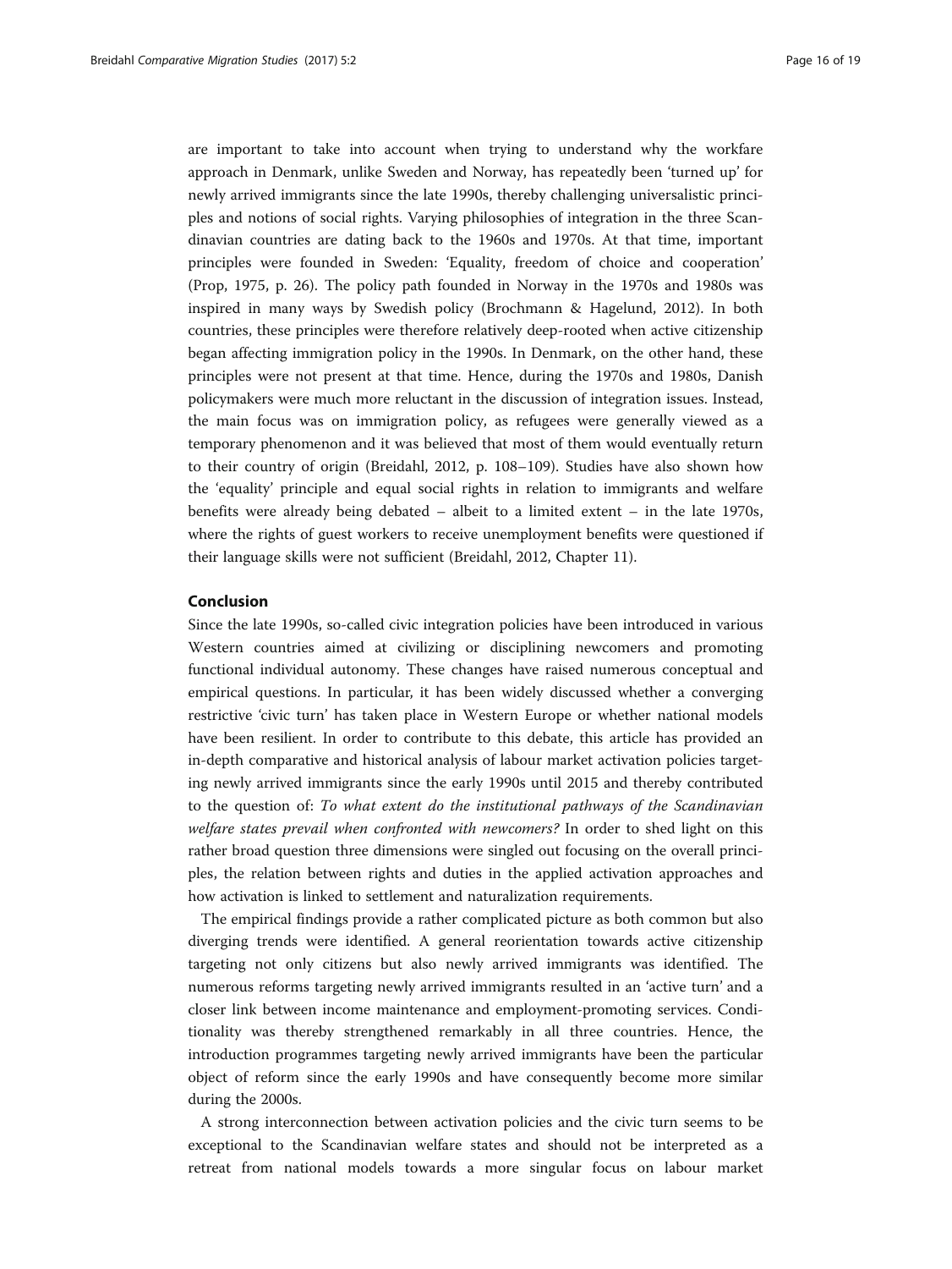are important to take into account when trying to understand why the workfare approach in Denmark, unlike Sweden and Norway, has repeatedly been 'turned up' for newly arrived immigrants since the late 1990s, thereby challenging universalistic principles and notions of social rights. Varying philosophies of integration in the three Scandinavian countries are dating back to the 1960s and 1970s. At that time, important principles were founded in Sweden: 'Equality, freedom of choice and cooperation' (Prop, 1975, p. 26). The policy path founded in Norway in the 1970s and 1980s was inspired in many ways by Swedish policy (Brochmann & Hagelund, 2012). In both countries, these principles were therefore relatively deep-rooted when active citizenship began affecting immigration policy in the 1990s. In Denmark, on the other hand, these principles were not present at that time. Hence, during the 1970s and 1980s, Danish policymakers were much more reluctant in the discussion of integration issues. Instead, the main focus was on immigration policy, as refugees were generally viewed as a temporary phenomenon and it was believed that most of them would eventually return to their country of origin (Breidahl, 2012, p. 108–109). Studies have also shown how the 'equality' principle and equal social rights in relation to immigrants and welfare benefits were already being debated – albeit to a limited extent – in the late 1970s, where the rights of guest workers to receive unemployment benefits were questioned if their language skills were not sufficient (Breidahl, 2012, Chapter 11).

## Conclusion

Since the late 1990s, so-called civic integration policies have been introduced in various Western countries aimed at civilizing or disciplining newcomers and promoting functional individual autonomy. These changes have raised numerous conceptual and empirical questions. In particular, it has been widely discussed whether a converging restrictive 'civic turn' has taken place in Western Europe or whether national models have been resilient. In order to contribute to this debate, this article has provided an in-depth comparative and historical analysis of labour market activation policies targeting newly arrived immigrants since the early 1990s until 2015 and thereby contributed to the question of: *To what extent do the institutional pathways of the Scandinavian welfare states prevail when confronted with newcomers?* In order to shed light on this rather broad question three dimensions were singled out focusing on the overall principles, the relation between rights and duties in the applied activation approaches and how activation is linked to settlement and naturalization requirements.

The empirical findings provide a rather complicated picture as both common but also diverging trends were identified. A general reorientation towards active citizenship targeting not only citizens but also newly arrived immigrants was identified. The numerous reforms targeting newly arrived immigrants resulted in an 'active turn' and a closer link between income maintenance and employment-promoting services. Conditionality was thereby strengthened remarkably in all three countries. Hence, the introduction programmes targeting newly arrived immigrants have been the particular object of reform since the early 1990s and have consequently become more similar during the 2000s.

A strong interconnection between activation policies and the civic turn seems to be exceptional to the Scandinavian welfare states and should not be interpreted as a retreat from national models towards a more singular focus on labour market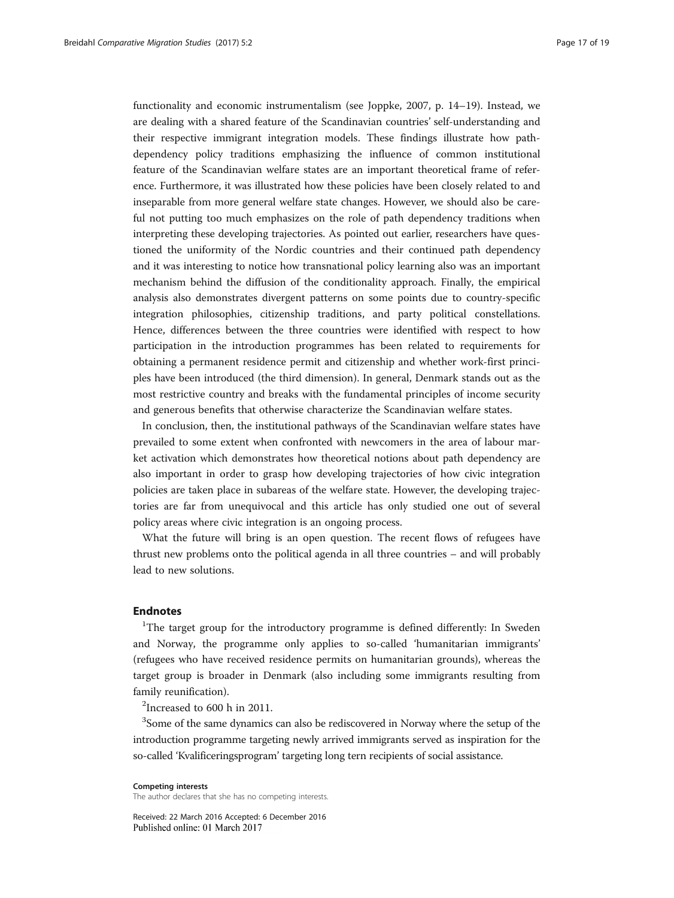functionality and economic instrumentalism (see Joppke, 2007, p. 14–19). Instead, we are dealing with a shared feature of the Scandinavian countries' self-understanding and their respective immigrant integration models. These findings illustrate how path-dependency policy traditions emphasizing the influence of common institutional feature of the Scandinavian welfare states are an important theoretical frame of reference. Furthermore, it was illustrated how these policies have been closely related to and inseparable from more general welfare state changes. However, we should also be careful not putting too much emphasizes on the role of path dependency traditions when interpreting these developing trajectories. As pointed out earlier, researchers have questioned the uniformity of the Nordic countries and their continued path dependency and it was interesting to notice how transnational policy learning also was an important mechanism behind the diffusion of the conditionality approach. Finally, the empirical analysis also demonstrates divergent patterns on some points due to country-specific integration philosophies, citizenship traditions, and party political constellations. Hence, differences between the three countries were identified with respect to how participation in the introduction programmes has been related to requirements for obtaining a permanent residence permit and citizenship and whether work-first principles have been introduced (the third dimension). In general, Denmark stands out as the most restrictive country and breaks with the fundamental principles of income security and generous benefits that otherwise characterize the Scandinavian welfare states.

In conclusion, then, the institutional pathways of the Scandinavian welfare states have prevailed to some extent when confronted with newcomers in the area of labour market activation which demonstrates how theoretical notions about path dependency are also important in order to grasp how developing trajectories of how civic integration policies are taken place in subareas of the welfare state. However, the developing trajectories are far from unequivocal and this article has only studied one out of several policy areas where civic integration is an ongoing process.

What the future will bring is an open question. The recent flows of refugees have thrust new problems onto the political agenda in all three countries – and will probably lead to new solutions.

## Endnotes

[1]The target group for the introductory programme is defined differently: In Sweden and Norway, the programme only applies to so-called 'humanitarian immigrants' (refugees who have received residence permits on humanitarian grounds), whereas the target group is broader in Denmark (also including some immigrants resulting from family reunification).

[2]Increased to 600 h in 2011.

[3]Some of the same dynamics can also be rediscovered in Norway where the setup of the introduction programme targeting newly arrived immigrants served as inspiration for the so-called 'Kvalificeringsprogram' targeting long tern recipients of social assistance.

#### Competing interests

The author declares that she has no competing interests.

Received: 22 March 2016 Accepted: 6 December 2016
Published online: 01 March 2017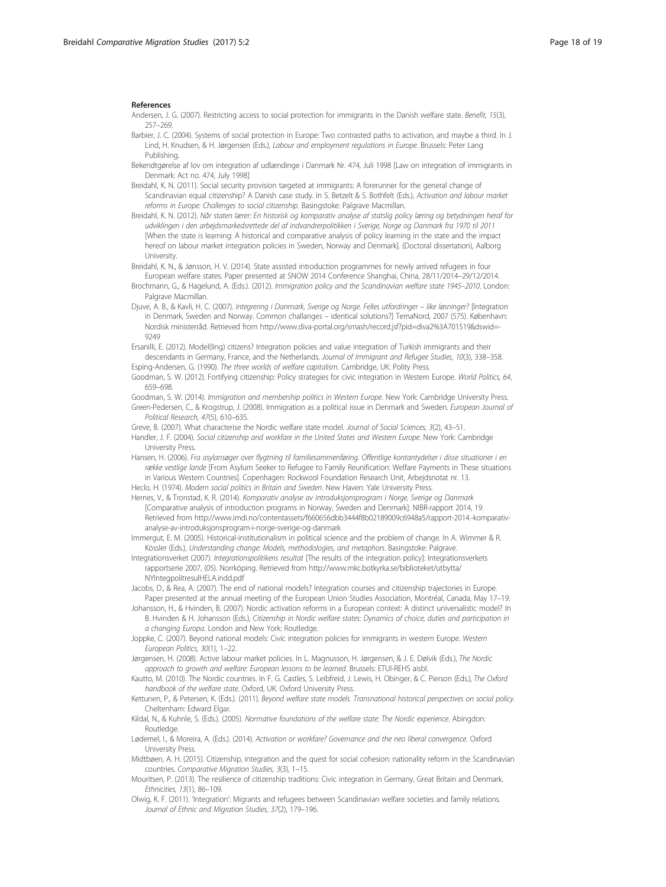## References

Andersen, J. G. (2007). Restricting access to social protection for immigrants in the Danish welfare state. *Benefit, 15*(3), 257–269.

Barbier, J. C. (2004). Systems of social protection in Europe: Two contrasted paths to activation, and maybe a third. In J. Lind, H. Knudsen, & H. Jørgensen (Eds.), *Labour and employment regulations in Europe*. Brussels: Peter Lang Publishing.

Bekendtgørelse af lov om integration af udlændinge i Danmark Nr. 474, Juli 1998 [Law on integration of immigrants in Denmark: Act no. 474, July 1998]

Breidahl, K. N. (2011). Social security provision targeted at immigrants: A forerunner for the general change of Scandinavian equal citizenship? A Danish case study. In S. Betzelt & S. Bothfelt (Eds.), *Activation and labour market reforms in Europe: Challenges to social citizenship*. Basingstoke: Palgrave Macmillan.

Breidahl, K. N. (2012). *Når staten lærer: En historisk og komparativ analyse af statslig policy læring og betydningen heraf for udviklingen i den arbejdsmarkedsrettede del af indvandrerpolitikken i Sverige, Norge og Danmark fra 1970 til 2011* [When the state is learning: A historical and comparative analysis of policy learning in the state and the impact hereof on labour market integration policies in Sweden, Norway and Denmark]. (Doctoral dissertation), Aalborg University.

Breidahl, K. N., & Jønsson, H. V. (2014). State assisted introduction programmes for newly arrived refugees in four European welfare states. Paper presented at SNOW 2014 Conference Shanghai, China, 28/11/2014–29/12/2014.

Brochmann, G., & Hagelund, A. (Eds.). (2012). *Immigration policy and the Scandinavian welfare state 1945–2010*. London: Palgrave Macmillan.

Djuve, A. B., & Kavli, H. C. (2007). *Integrering i Danmark, Sverige og Norge. Felles utfordringer – like løsninger?* [Integration in Denmark, Sweden and Norway. Common challanges – identical solutions?] TemaNord, 2007 (575). København: Nordisk ministerråd. Retrieved from http://www.diva-portal.org/smash/record.jsf?pid=diva2%3A701519&dswid=-9249

Ersanilli, E. (2012). Model(ling) citizens? Integration policies and value integration of Turkish immigrants and their descendants in Germany, France, and the Netherlands. *Journal of Immigrant and Refugee Studies, 10*(3), 338–358.

Esping-Andersen, G. (1990). *The three worlds of welfare capitalism*. Cambridge, UK: Polity Press.

Goodman, S. W. (2012). Fortifying citizenship: Policy strategies for civic integration in Western Europe. *World Politics, 64*, 659–698.

Goodman, S. W. (2014). *Immigration and membership politics in Western Europe*. New York: Cambridge University Press.

Green-Pedersen, C., & Krogstrup, J. (2008). Immigration as a political issue in Denmark and Sweden. *European Journal of Political Research, 47*(5), 610–635.

Greve, B. (2007). What characterise the Nordic welfare state model. *Journal of Social Sciences, 3*(2), 43–51.

Handler, J. F. (2004). *Social citizenship and workfare in the United States and Western Europe*. New York: Cambridge University Press.

Hansen, H. (2006). *Fra asylansøger over flygtning til familiesammenføring. Offentlige kontantydelser i disse situationer i en række vestlige lande* [From Asylum Seeker to Refugee to Family Reunification: Welfare Payments in These situations in Various Western Countries]. Copenhagen: Rockwool Foundation Research Unit, Arbejdsnotat nr. 13.

Heclo, H. (1974). *Modern social politics in Britain and Sweden*. New Haven: Yale University Press.

Hernes, V., & Tronstad, K. R. (2014). *Komparativ analyse av introduksjonsprogram i Norge, Sverige og Danmark* [Comparative analysis of introduction programs in Norway, Sweden and Denmark]: NIBR-rapport 2014, 19. Retrieved from http://www.imdi.no/contentassets/f660656dbb3444f8b02189009c6948a5/rapport-2014.-komparativ-analyse-av-introduksjonsprogram-i-norge-sverige-og-danmark

Immergut, E. M. (2005). Historical-institutionalism in political science and the problem of change. In A. Wimmer & R. Kössler (Eds.), *Understanding change: Models, methodologies, and metaphors*. Basingstoke: Palgrave.

Integrationsverket (2007). *Integrationspolitikens resultat* [The results of the integration policy]: Integrationsverkets rapportserie 2007, (05). Norrköping. Retrieved from http://www.mkc.botkyrka.se/biblioteket/utbytta/NYIntegpolitresulHELA.indd.pdf

Jacobs, D., & Rea, A. (2007). The end of national models? Integration courses and citizenship trajectories in Europe. Paper presented at the annual meeting of the European Union Studies Association, Montréal, Canada, May 17–19.

Johansson, H., & Hvinden, B. (2007). Nordic activation reforms in a European context: A distinct universalistic model? In B. Hvinden & H. Johansson (Eds.), *Citizenship in Nordic welfare states: Dynamics of choice, duties and participation in a changing Europa*. London and New York: Routledge.

Joppke, C. (2007). Beyond national models: Civic integration policies for immigrants in western Europe. *Western European Politics, 30*(1), 1–22.

Jørgensen, H. (2008). Active labour market policies. In L. Magnusson, H. Jørgensen, & J. E. Dølvik (Eds.), *The Nordic approach to growth and welfare: European lessons to be learned*. Brussels: ETUI-REHS aisbl.

Kautto, M. (2010). The Nordic countries. In F. G. Castles, S. Leibfreid, J. Lewis, H. Obinger, & C. Pierson (Eds.), *The Oxford handbook of the welfare state*. Oxford, UK: Oxford University Press.

Kettunen, P., & Petersen, K. (Eds.). (2011). *Beyond welfare state models. Transnational historical perspectives on social policy*. Cheltenham: Edward Elgar.

Kildal, N., & Kuhnle, S. (Eds.). (2005). *Normative foundations of the welfare state: The Nordic experience*. Abingdon: Routledge.

Lødemel, I., & Moreira, A. (Eds.). (2014). *Activation or workfare? Governance and the neo liberal convergence*. Oxford University Press.

Midtbøen, A. H. (2015). Citizenship, integration and the quest for social cohesion: nationality reform in the Scandinavian countries. *Comparative Migration Studies, 3*(3), 1–15.

Mouritsen, P. (2013). The resilience of citizenship traditions: Civic integration in Germany, Great Britain and Denmark. *Ethnicities, 13*(1), 86–109.

Olwig, K. F. (2011). 'Integration': Migrants and refugees between Scandinavian welfare societies and family relations. *Journal of Ethnic and Migration Studies, 37*(2), 179–196.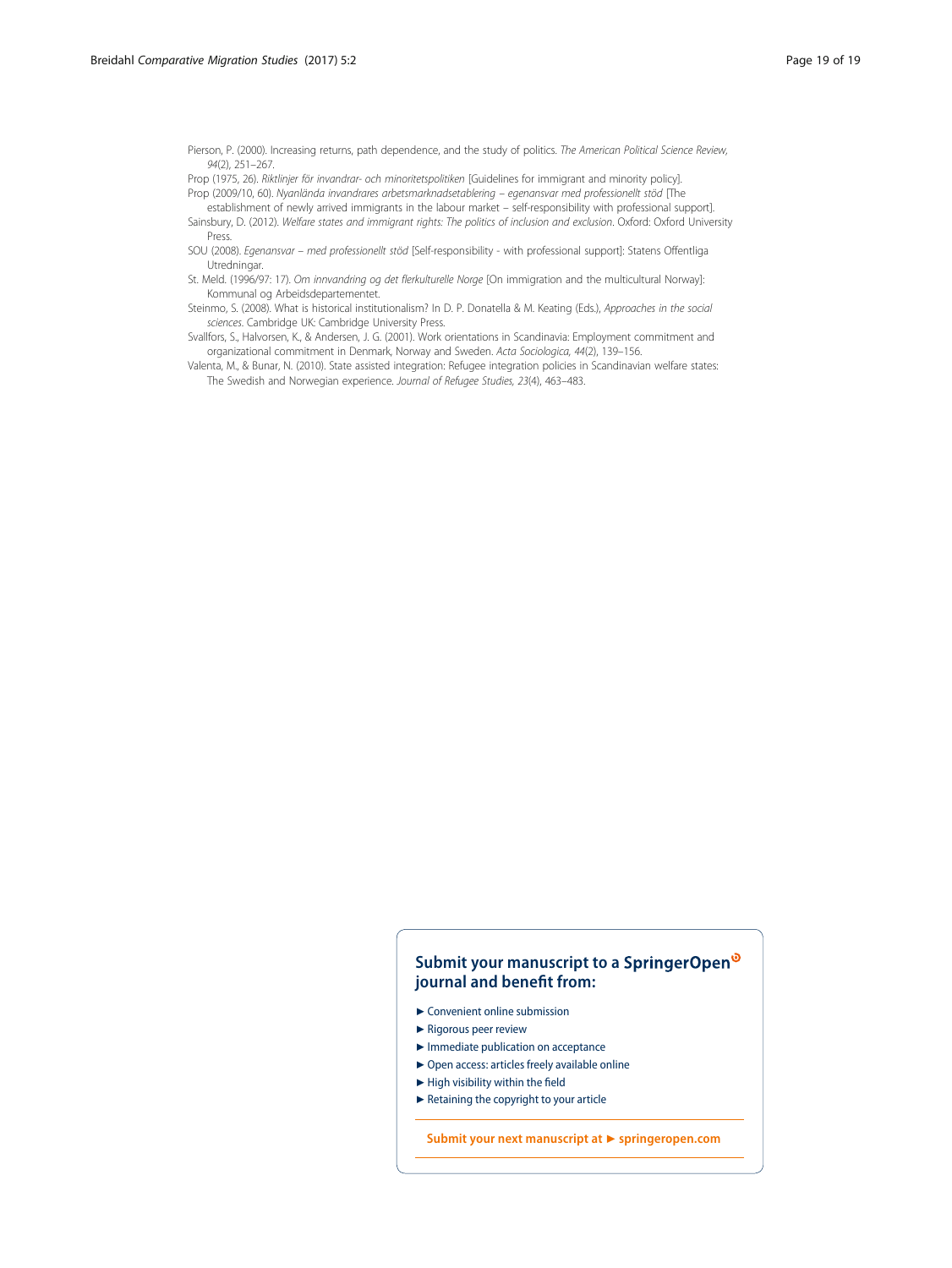Pierson, P. (2000). Increasing returns, path dependence, and the study of politics. *The American Political Science Review, 94*(2), 251–267.

Prop (1975, 26). *Riktlinjer för invandrar- och minoritetspolitiken* [Guidelines for immigrant and minority policy].

Prop (2009/10, 60). *Nyanlända invandrares arbetsmarknadsetablering – egenansvar med professionellt stöd* [The establishment of newly arrived immigrants in the labour market – self-responsibility with professional support].

Sainsbury, D. (2012). *Welfare states and immigrant rights: The politics of inclusion and exclusion*. Oxford: Oxford University Press.

SOU (2008). *Egenansvar – med professionellt stöd* [Self-responsibility - with professional support]: Statens Offentliga Utredningar.

St. Meld. (1996/97: 17). *Om innvandring og det flerkulturelle Norge* [On immigration and the multicultural Norway]: Kommunal og Arbeidsdepartementet.

Steinmo, S. (2008). What is historical institutionalism? In D. P. Donatella & M. Keating (Eds.), *Approaches in the social sciences*. Cambridge UK: Cambridge University Press.

Svallfors, S., Halvorsen, K., & Andersen, J. G. (2001). Work orientations in Scandinavia: Employment commitment and organizational commitment in Denmark, Norway and Sweden. *Acta Sociologica, 44*(2), 139–156.

Valenta, M., & Bunar, N. (2010). State assisted integration: Refugee integration policies in Scandinavian welfare states: The Swedish and Norwegian experience. *Journal of Refugee Studies, 23*(4), 463–483.

**Submit your manuscript to a SpringerOpen journal and benefit from:**

- ► Convenient online submission
- ► Rigorous peer review
- ► Immediate publication on acceptance
- ► Open access: articles freely available online
- ► High visibility within the field
- ► Retaining the copyright to your article

**Submit your next manuscript at ► springeropen.com**